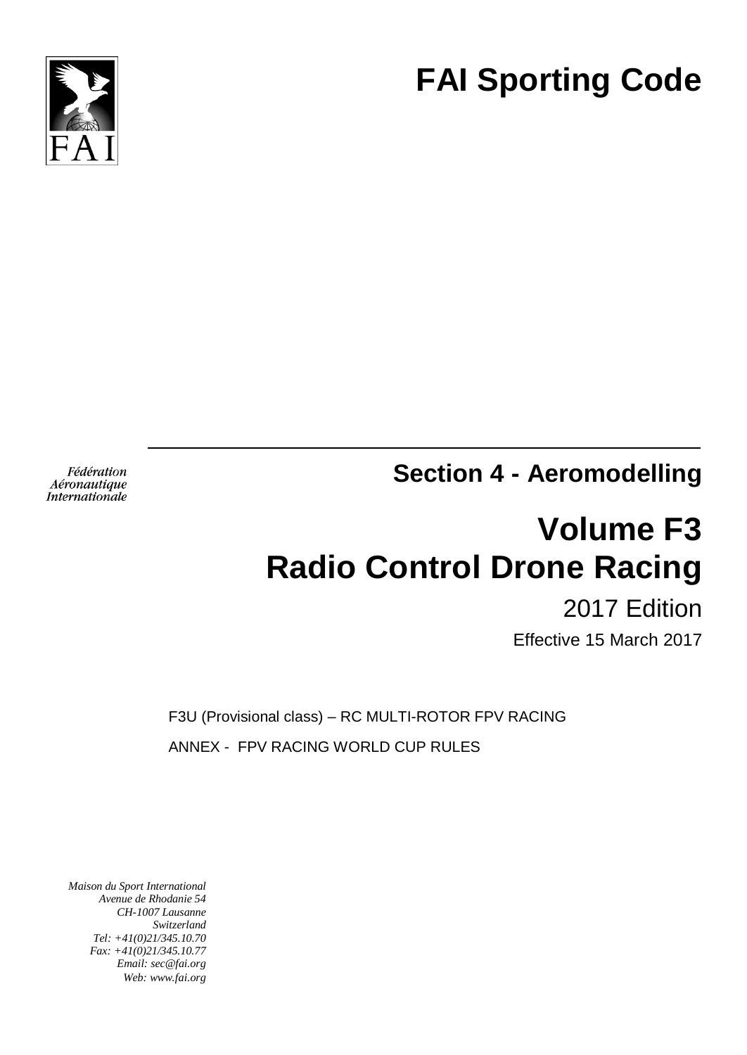# FAI Sporting Code

*Fédération Aéronautique Internationale*

## Section 4 - Aeromodelling

# Volume F3
# Radio Control Drone Racing

2017 Edition

Effective 15 March 2017

F3U (Provisional class) – RC MULTI-ROTOR FPV RACING

ANNEX - FPV RACING WORLD CUP RULES

*Maison du Sport International*
*Avenue de Rhodanie 54*
*CH-1007 Lausanne*
*Switzerland*
*Tel: +41(0)21/345.10.70*
*Fax: +41(0)21/345.10.77*
*Email: sec@fai.org*
*Web: www.fai.org*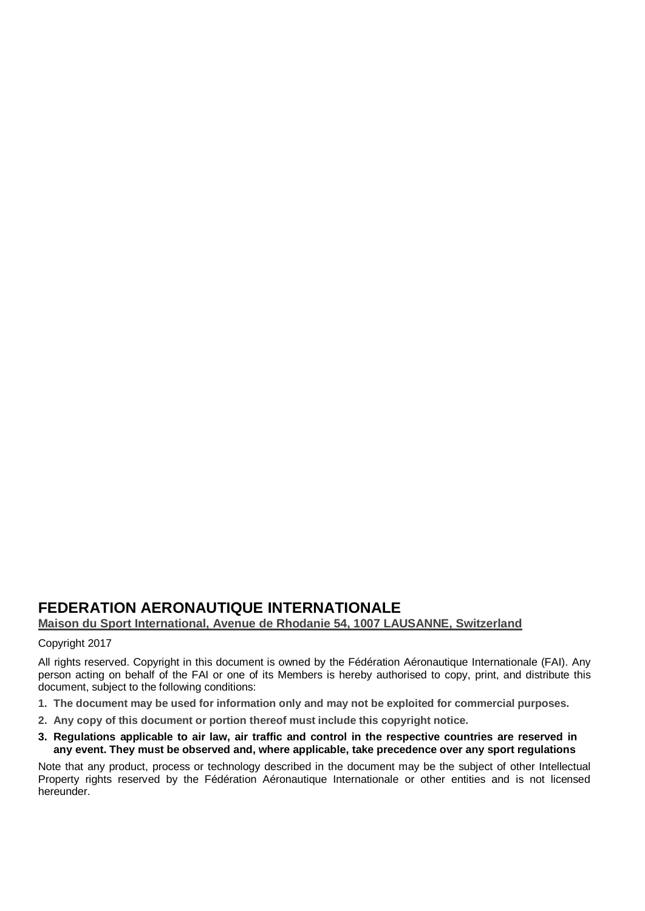# FEDERATION AERONAUTIQUE INTERNATIONALE

**Maison du Sport International, Avenue de Rhodanie 54, 1007 LAUSANNE, Switzerland**

Copyright 2017

All rights reserved. Copyright in this document is owned by the Fédération Aéronautique Internationale (FAI). Any person acting on behalf of the FAI or one of its Members is hereby authorised to copy, print, and distribute this document, subject to the following conditions:

1. **The document may be used for information only and may not be exploited for commercial purposes.**
2. **Any copy of this document or portion thereof must include this copyright notice.**
3. **Regulations applicable to air law, air traffic and control in the respective countries are reserved in any event. They must be observed and, where applicable, take precedence over any sport regulations**

Note that any product, process or technology described in the document may be the subject of other Intellectual Property rights reserved by the Fédération Aéronautique Internationale or other entities and is not licensed hereunder.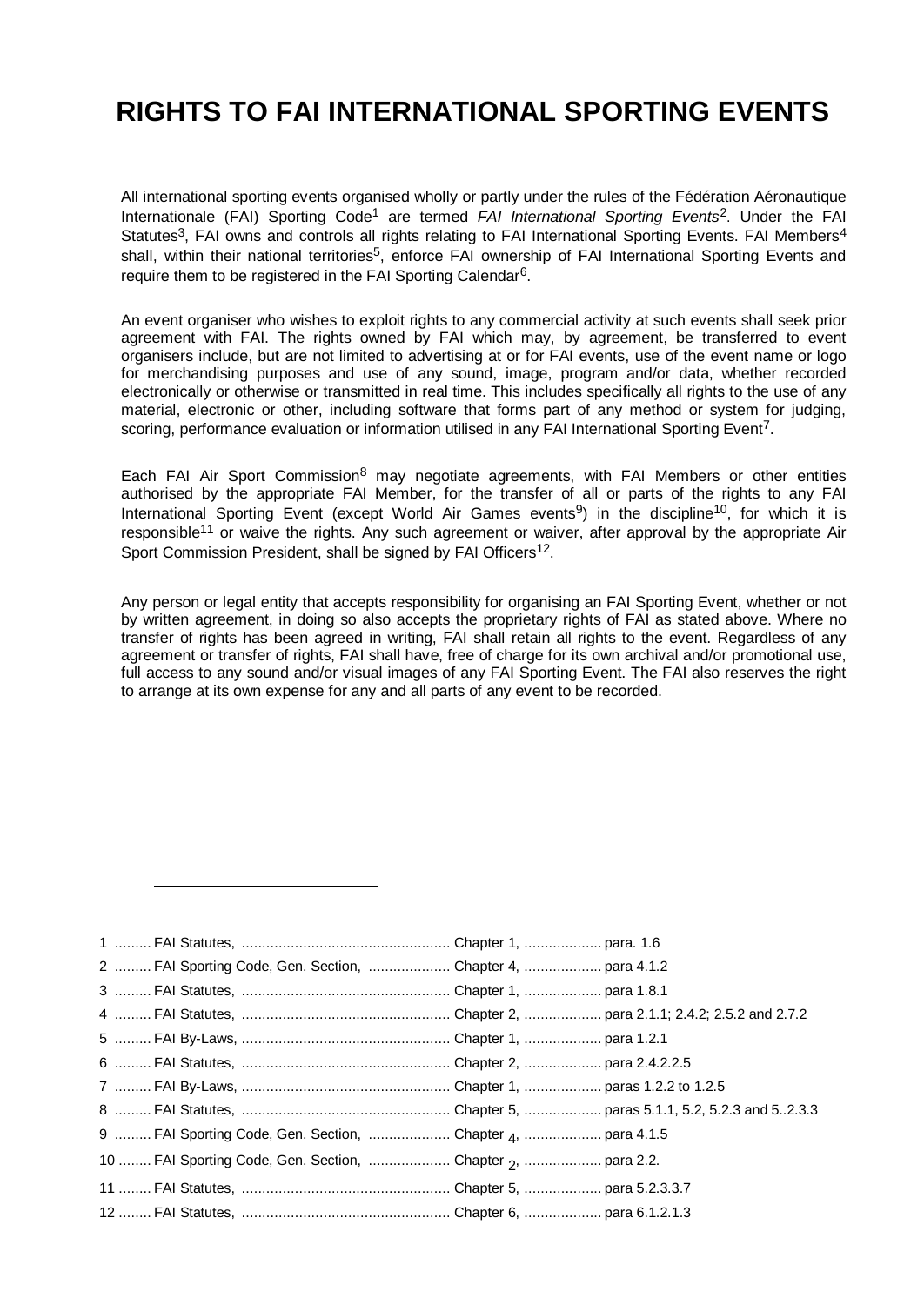# RIGHTS TO FAI INTERNATIONAL SPORTING EVENTS

All international sporting events organised wholly or partly under the rules of the Fédération Aéronautique Internationale (FAI) Sporting Code[1] are termed *FAI International Sporting Events*[2]. Under the FAI Statutes[3], FAI owns and controls all rights relating to FAI International Sporting Events. FAI Members[4] shall, within their national territories[5], enforce FAI ownership of FAI International Sporting Events and require them to be registered in the FAI Sporting Calendar[6].

An event organiser who wishes to exploit rights to any commercial activity at such events shall seek prior agreement with FAI. The rights owned by FAI which may, by agreement, be transferred to event organisers include, but are not limited to advertising at or for FAI events, use of the event name or logo for merchandising purposes and use of any sound, image, program and/or data, whether recorded electronically or otherwise or transmitted in real time. This includes specifically all rights to the use of any material, electronic or other, including software that forms part of any method or system for judging, scoring, performance evaluation or information utilised in any FAI International Sporting Event[7].

Each FAI Air Sport Commission[8] may negotiate agreements, with FAI Members or other entities authorised by the appropriate FAI Member, for the transfer of all or parts of the rights to any FAI International Sporting Event (except World Air Games events[9]) in the discipline[10], for which it is responsible[11] or waive the rights. Any such agreement or waiver, after approval by the appropriate Air Sport Commission President, shall be signed by FAI Officers[12].

Any person or legal entity that accepts responsibility for organising an FAI Sporting Event, whether or not by written agreement, in doing so also accepts the proprietary rights of FAI as stated above. Where no transfer of rights has been agreed in writing, FAI shall retain all rights to the event. Regardless of any agreement or transfer of rights, FAI shall have, free of charge for its own archival and/or promotional use, full access to any sound and/or visual images of any FAI Sporting Event. The FAI also reserves the right to arrange at its own expense for any and all parts of any event to be recorded.

---

1 ......... FAI Statutes, ................................................... Chapter 1, ................... para. 1.6
2 ......... FAI Sporting Code, Gen. Section, .................... Chapter 4, ................... para 4.1.2
3 ......... FAI Statutes, ................................................... Chapter 1, ................... para 1.8.1
4 ......... FAI Statutes, ................................................... Chapter 2, ................... para 2.1.1; 2.4.2; 2.5.2 and 2.7.2
5 ......... FAI By-Laws, ................................................... Chapter 1, ................... para 1.2.1
6 ......... FAI Statutes, ................................................... Chapter 2, ................... para 2.4.2.2.5
7 ......... FAI By-Laws, ................................................... Chapter 1, ................... paras 1.2.2 to 1.2.5
8 ......... FAI Statutes, ................................................... Chapter 5, ................... paras 5.1.1, 5.2, 5.2.3 and 5..2.3.3
9 ......... FAI Sporting Code, Gen. Section, .................... Chapter 4, ................... para 4.1.5
10 ........ FAI Sporting Code, Gen. Section, .................... Chapter 2, ................... para 2.2.
11 ........ FAI Statutes, ................................................... Chapter 5, ................... para 5.2.3.3.7
12 ........ FAI Statutes, ................................................... Chapter 6, ................... para 6.1.2.1.3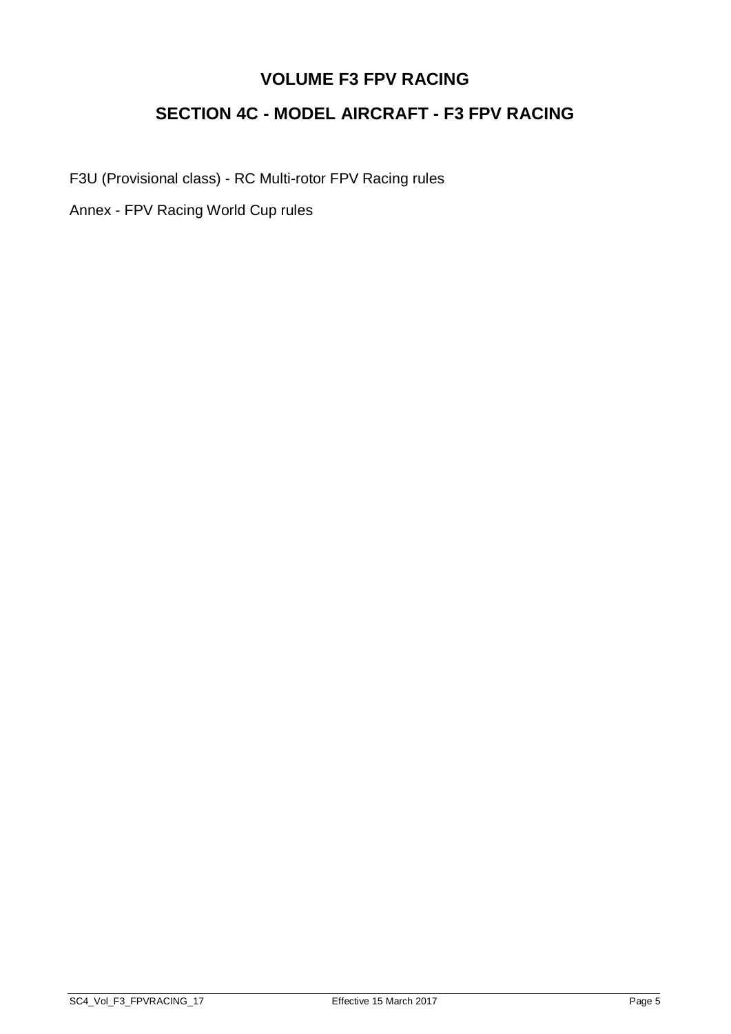# VOLUME F3 FPV RACING

## SECTION 4C - MODEL AIRCRAFT - F3 FPV RACING

F3U (Provisional class) - RC Multi-rotor FPV Racing rules

Annex - FPV Racing World Cup rules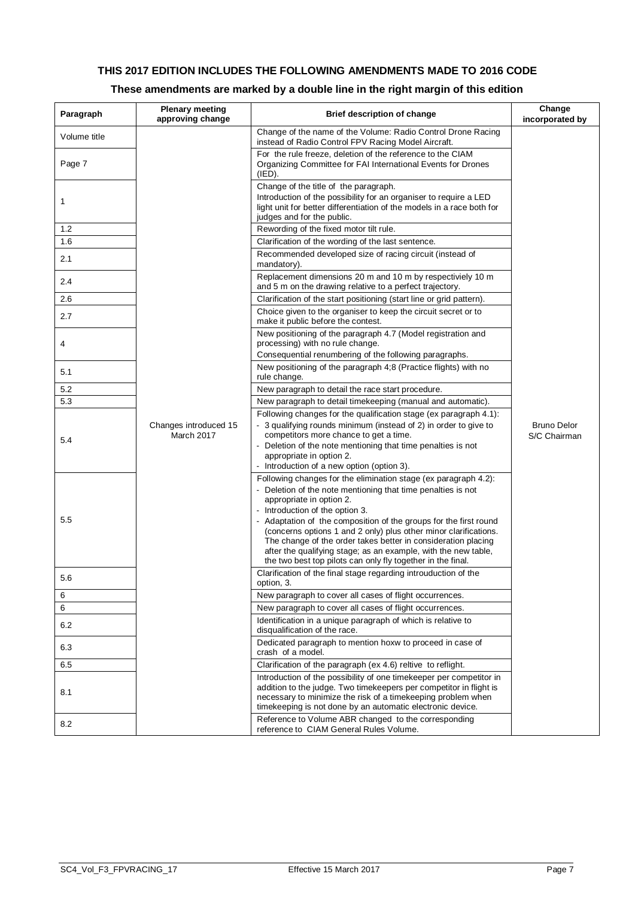**THIS 2017 EDITION INCLUDES THE FOLLOWING AMENDMENTS MADE TO 2016 CODE**

**These amendments are marked by a double line in the right margin of this edition**

| Paragraph | Plenary meeting approving change | Brief description of change | Change incorporated by |
|---|---|---|---|
| Volume title | Changes introduced 15 March 2017 | Change of the name of the Volume: Radio Control Drone Racing instead of Radio Control FPV Racing Model Aircraft. | Bruno Delor S/C Chairman |
| Page 7 | | For the rule freeze, deletion of the reference to the CIAM Organizing Committee for FAI International Events for Drones (IED). | |
| 1 | | Change of the title of the paragraph.<br>Introduction of the possibility for an organiser to require a LED light unit for better differentiation of the models in a race both for judges and for the public. | |
| 1.2 | | Rewording of the fixed motor tilt rule. | |
| 1.6 | | Clarification of the wording of the last sentence. | |
| 2.1 | | Recommended developed size of racing circuit (instead of mandatory). | |
| 2.4 | | Replacement dimensions 20 m and 10 m by respectiviely 10 m and 5 m on the drawing relative to a perfect trajectory. | |
| 2.6 | | Clarification of the start positioning (start line or grid pattern). | |
| 2.7 | | Choice given to the organiser to keep the circuit secret or to make it public before the contest. | |
| 4 | | New positioning of the paragraph 4.7 (Model registration and processing) with no rule change.<br>Consequential renumbering of the following paragraphs. | |
| 5.1 | | New positioning of the paragraph 4;8 (Practice flights) with no rule change. | |
| 5.2 | | New paragraph to detail the race start procedure. | |
| 5.3 | | New paragraph to detail timekeeping (manual and automatic). | |
| 5.4 | | Following changes for the qualification stage (ex paragraph 4.1):<br>- 3 qualifying rounds minimum (instead of 2) in order to give to competitors more chance to get a time.<br>- Deletion of the note mentioning that time penalties is not appropriate in option 2.<br>- Introduction of a new option (option 3). | |
| 5.5 | | Following changes for the elimination stage (ex paragraph 4.2):<br>- Deletion of the note mentioning that time penalties is not appropriate in option 2.<br>- Introduction of the option 3.<br>- Adaptation of the composition of the groups for the first round (concerns options 1 and 2 only) plus other minor clarifications. The change of the order takes better in consideration placing after the qualifying stage; as an example, with the new table, the two best top pilots can only fly together in the final. | |
| 5.6 | | Clarification of the final stage regarding introuduction of the option, 3. | |
| 6 | | New paragraph to cover all cases of flight occurrences. | |
| 6 | | New paragraph to cover all cases of flight occurrences. | |
| 6.2 | | Identification in a unique paragraph of which is relative to disqualification of the race. | |
| 6.3 | | Dedicated paragraph to mention hoxw to proceed in case of crash of a model. | |
| 6.5 | | Clarification of the paragraph (ex 4.6) reltive to reflight. | |
| 8.1 | | Introduction of the possibility of one timekeeper per competitor in addition to the judge. Two timekeepers per competitor in flight is necessary to minimize the risk of a timekeeping problem when timekeeping is not done by an automatic electronic device. | |
| 8.2 | | Reference to Volume ABR changed to the corresponding reference to CIAM General Rules Volume. | |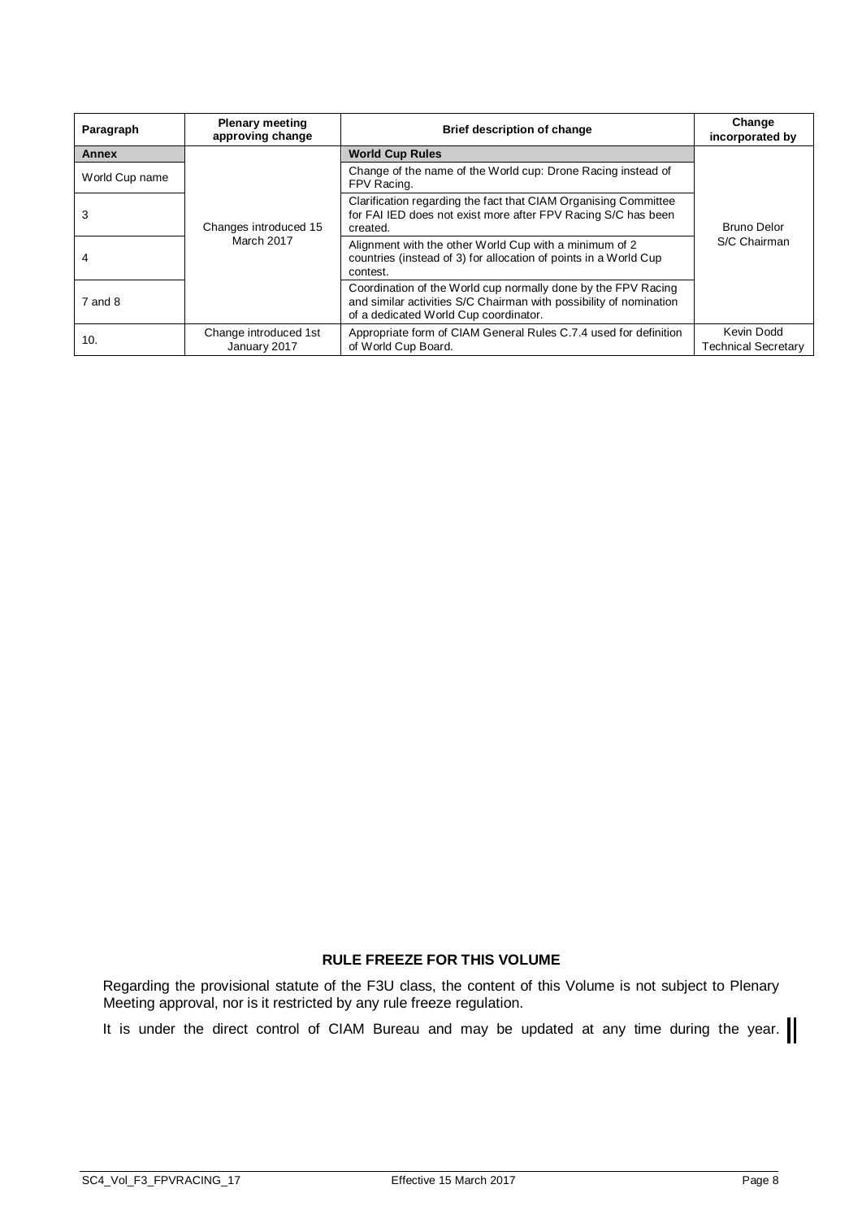| Paragraph | Plenary meeting approving change | Brief description of change | Change incorporated by |
|---|---|---|---|
| **Annex** | Changes introduced 15 March 2017 | **World Cup Rules** | Bruno Delor S/C Chairman |
| World Cup name | | Change of the name of the World cup: Drone Racing instead of FPV Racing. | |
| 3 | | Clarification regarding the fact that CIAM Organising Committee for FAI IED does not exist more after FPV Racing S/C has been created. | |
| 4 | | Alignment with the other World Cup with a minimum of 2 countries (instead of 3) for allocation of points in a World Cup contest. | |
| 7 and 8 | | Coordination of the World cup normally done by the FPV Racing and similar activities S/C Chairman with possibility of nomination of a dedicated World Cup coordinator. | |
| 10. | Change introduced 1st January 2017 | Appropriate form of CIAM General Rules C.7.4 used for definition of World Cup Board. | Kevin Dodd Technical Secretary |

**RULE FREEZE FOR THIS VOLUME**

Regarding the provisional statute of the F3U class, the content of this Volume is not subject to Plenary Meeting approval, nor is it restricted by any rule freeze regulation.

It is under the direct control of CIAM Bureau and may be updated at any time during the year.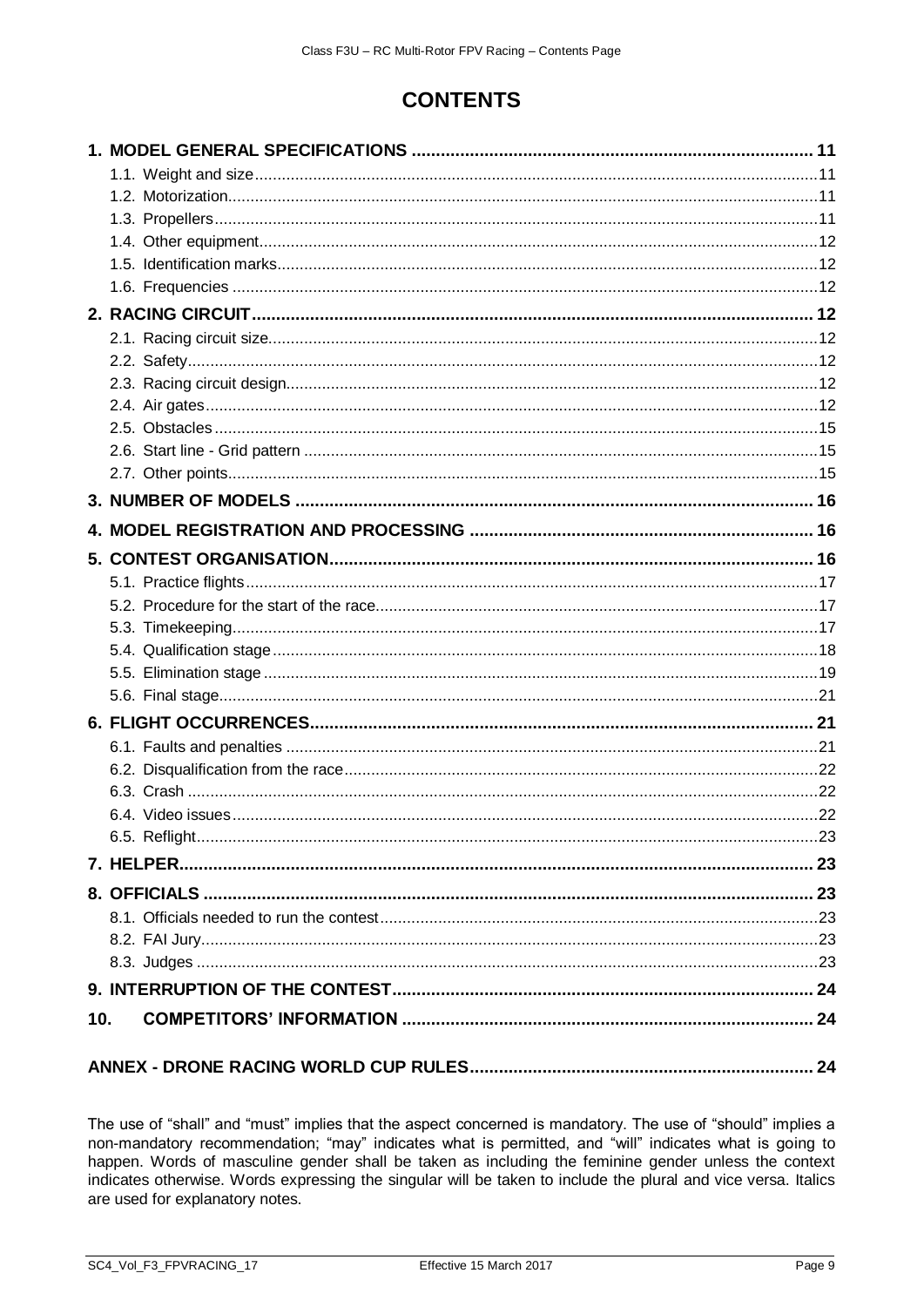# CONTENTS

| | |
|---|---|
| **1. MODEL GENERAL SPECIFICATIONS** | **11** |
| 1.1. Weight and size | 11 |
| 1.2. Motorization | 11 |
| 1.3. Propellers | 11 |
| 1.4. Other equipment | 12 |
| 1.5. Identification marks | 12 |
| 1.6. Frequencies | 12 |
| **2. RACING CIRCUIT** | **12** |
| 2.1. Racing circuit size | 12 |
| 2.2. Safety | 12 |
| 2.3. Racing circuit design | 12 |
| 2.4. Air gates | 12 |
| 2.5. Obstacles | 15 |
| 2.6. Start line - Grid pattern | 15 |
| 2.7. Other points | 15 |
| **3. NUMBER OF MODELS** | **16** |
| **4. MODEL REGISTRATION AND PROCESSING** | **16** |
| **5. CONTEST ORGANISATION** | **16** |
| 5.1. Practice flights | 17 |
| 5.2. Procedure for the start of the race | 17 |
| 5.3. Timekeeping | 17 |
| 5.4. Qualification stage | 18 |
| 5.5. Elimination stage | 19 |
| 5.6. Final stage | 21 |
| **6. FLIGHT OCCURRENCES** | **21** |
| 6.1. Faults and penalties | 21 |
| 6.2. Disqualification from the race | 22 |
| 6.3. Crash | 22 |
| 6.4. Video issues | 22 |
| 6.5. Reflight | 23 |
| **7. HELPER** | **23** |
| **8. OFFICIALS** | **23** |
| 8.1. Officials needed to run the contest | 23 |
| 8.2. FAI Jury | 23 |
| 8.3. Judges | 23 |
| **9. INTERRUPTION OF THE CONTEST** | **24** |
| **10. COMPETITORS' INFORMATION** | **24** |
| **ANNEX - DRONE RACING WORLD CUP RULES** | **24** |

The use of "shall" and "must" implies that the aspect concerned is mandatory. The use of "should" implies a non-mandatory recommendation; "may" indicates what is permitted, and "will" indicates what is going to happen. Words of masculine gender shall be taken as including the feminine gender unless the context indicates otherwise. Words expressing the singular will be taken to include the plural and vice versa. Italics are used for explanatory notes.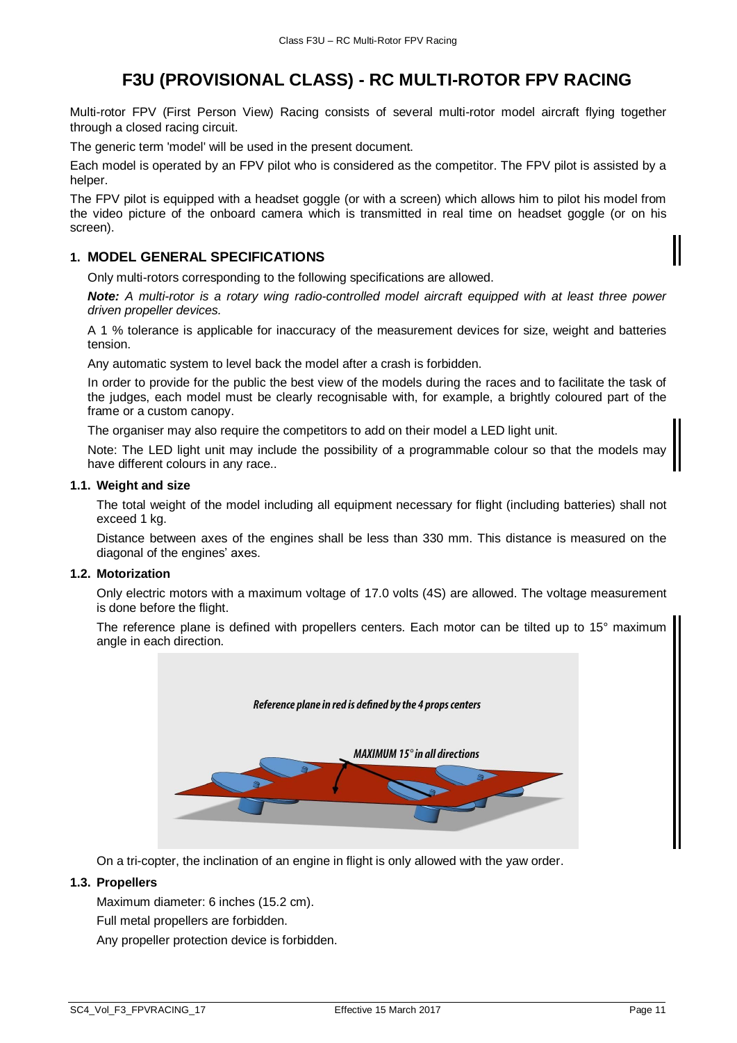# F3U (PROVISIONAL CLASS) - RC MULTI-ROTOR FPV RACING

Multi-rotor FPV (First Person View) Racing consists of several multi-rotor model aircraft flying together through a closed racing circuit.

The generic term 'model' will be used in the present document.

Each model is operated by an FPV pilot who is considered as the competitor. The FPV pilot is assisted by a helper.

The FPV pilot is equipped with a headset goggle (or with a screen) which allows him to pilot his model from the video picture of the onboard camera which is transmitted in real time on headset goggle (or on his screen).

## 1. MODEL GENERAL SPECIFICATIONS

Only multi-rotors corresponding to the following specifications are allowed.

***Note:** A multi-rotor is a rotary wing radio-controlled model aircraft equipped with at least three power driven propeller devices.*

A 1 % tolerance is applicable for inaccuracy of the measurement devices for size, weight and batteries tension.

Any automatic system to level back the model after a crash is forbidden.

In order to provide for the public the best view of the models during the races and to facilitate the task of the judges, each model must be clearly recognisable with, for example, a brightly coloured part of the frame or a custom canopy.

The organiser may also require the competitors to add on their model a LED light unit.

Note: The LED light unit may include the possibility of a programmable colour so that the models may have different colours in any race..

### 1.1. Weight and size

The total weight of the model including all equipment necessary for flight (including batteries) shall not exceed 1 kg.

Distance between axes of the engines shall be less than 330 mm. This distance is measured on the diagonal of the engines' axes.

### 1.2. Motorization

Only electric motors with a maximum voltage of 17.0 volts (4S) are allowed. The voltage measurement is done before the flight.

The reference plane is defined with propellers centers. Each motor can be tilted up to 15° maximum angle in each direction.

*Reference plane in red is defined by the 4 props centers*

*MAXIMUM 15° in all directions*

On a tri-copter, the inclination of an engine in flight is only allowed with the yaw order.

### 1.3. Propellers

Maximum diameter: 6 inches (15.2 cm).

Full metal propellers are forbidden.

Any propeller protection device is forbidden.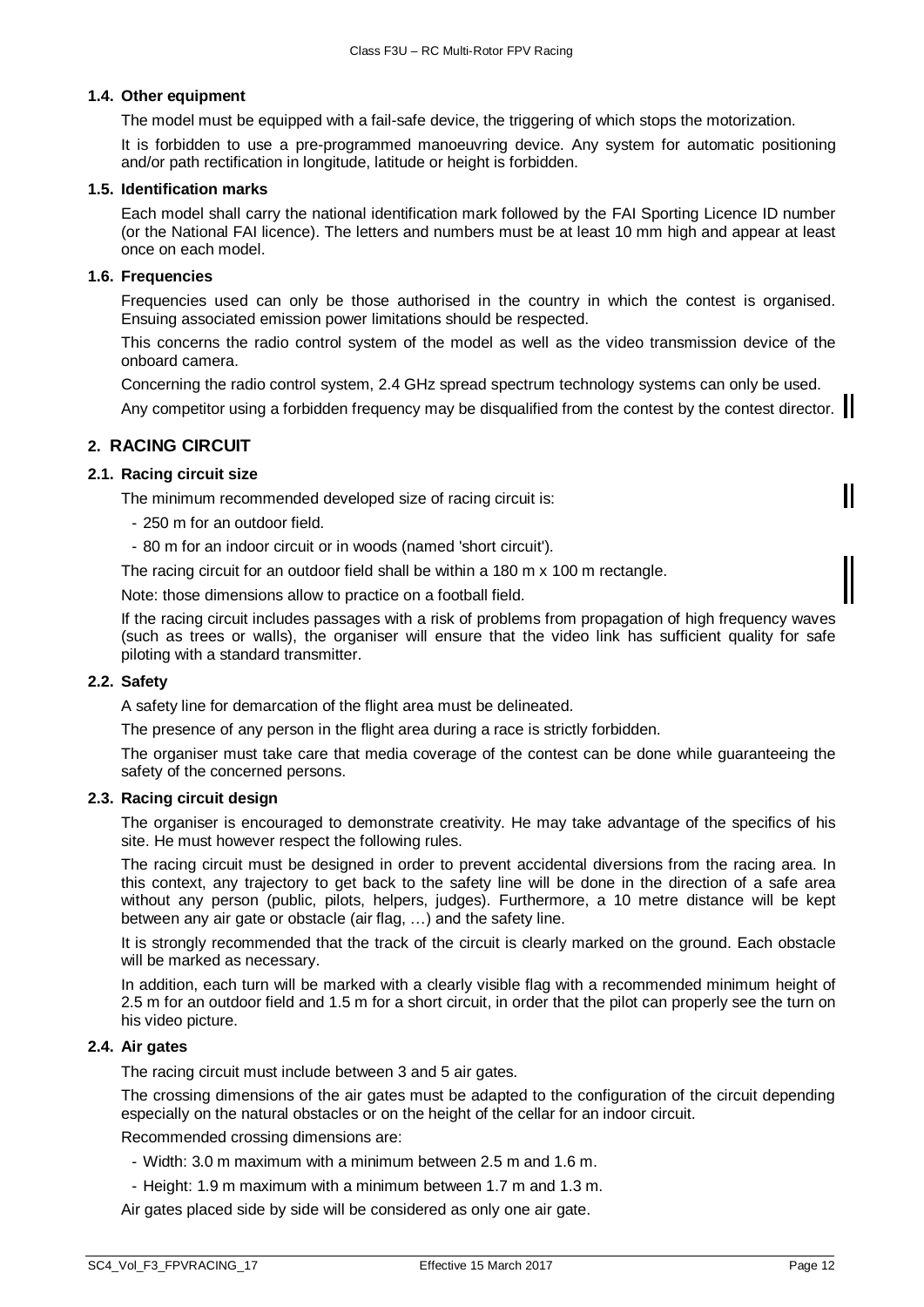### 1.4. Other equipment

The model must be equipped with a fail-safe device, the triggering of which stops the motorization.

It is forbidden to use a pre-programmed manoeuvring device. Any system for automatic positioning and/or path rectification in longitude, latitude or height is forbidden.

### 1.5. Identification marks

Each model shall carry the national identification mark followed by the FAI Sporting Licence ID number (or the National FAI licence). The letters and numbers must be at least 10 mm high and appear at least once on each model.

### 1.6. Frequencies

Frequencies used can only be those authorised in the country in which the contest is organised. Ensuing associated emission power limitations should be respected.

This concerns the radio control system of the model as well as the video transmission device of the onboard camera.

Concerning the radio control system, 2.4 GHz spread spectrum technology systems can only be used.

Any competitor using a forbidden frequency may be disqualified from the contest by the contest director.

## 2. RACING CIRCUIT

### 2.1. Racing circuit size

The minimum recommended developed size of racing circuit is:

- 250 m for an outdoor field.
- 80 m for an indoor circuit or in woods (named 'short circuit').

The racing circuit for an outdoor field shall be within a 180 m x 100 m rectangle.

Note: those dimensions allow to practice on a football field.

If the racing circuit includes passages with a risk of problems from propagation of high frequency waves (such as trees or walls), the organiser will ensure that the video link has sufficient quality for safe piloting with a standard transmitter.

### 2.2. Safety

A safety line for demarcation of the flight area must be delineated.

The presence of any person in the flight area during a race is strictly forbidden.

The organiser must take care that media coverage of the contest can be done while guaranteeing the safety of the concerned persons.

### 2.3. Racing circuit design

The organiser is encouraged to demonstrate creativity. He may take advantage of the specifics of his site. He must however respect the following rules.

The racing circuit must be designed in order to prevent accidental diversions from the racing area. In this context, any trajectory to get back to the safety line will be done in the direction of a safe area without any person (public, pilots, helpers, judges). Furthermore, a 10 metre distance will be kept between any air gate or obstacle (air flag, …) and the safety line.

It is strongly recommended that the track of the circuit is clearly marked on the ground. Each obstacle will be marked as necessary.

In addition, each turn will be marked with a clearly visible flag with a recommended minimum height of 2.5 m for an outdoor field and 1.5 m for a short circuit, in order that the pilot can properly see the turn on his video picture.

### 2.4. Air gates

The racing circuit must include between 3 and 5 air gates.

The crossing dimensions of the air gates must be adapted to the configuration of the circuit depending especially on the natural obstacles or on the height of the cellar for an indoor circuit.

Recommended crossing dimensions are:

- Width: 3.0 m maximum with a minimum between 2.5 m and 1.6 m.
- Height: 1.9 m maximum with a minimum between 1.7 m and 1.3 m.

Air gates placed side by side will be considered as only one air gate.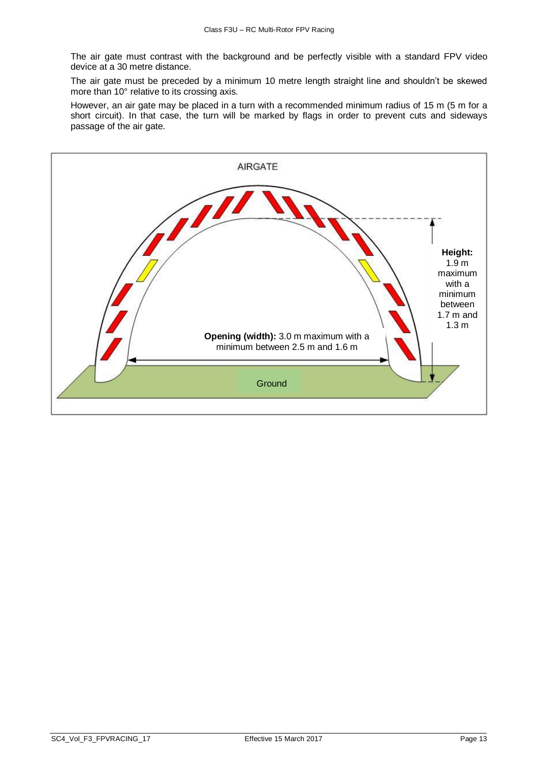The air gate must contrast with the background and be perfectly visible with a standard FPV video device at a 30 metre distance.

The air gate must be preceded by a minimum 10 metre length straight line and shouldn't be skewed more than 10° relative to its crossing axis.

However, an air gate may be placed in a turn with a recommended minimum radius of 15 m (5 m for a short circuit). In that case, the turn will be marked by flags in order to prevent cuts and sideways passage of the air gate.

AIRGATE

**Height:** 1.9 m maximum with a minimum between 1.7 m and 1.3 m

**Opening (width):** 3.0 m maximum with a minimum between 2.5 m and 1.6 m

Ground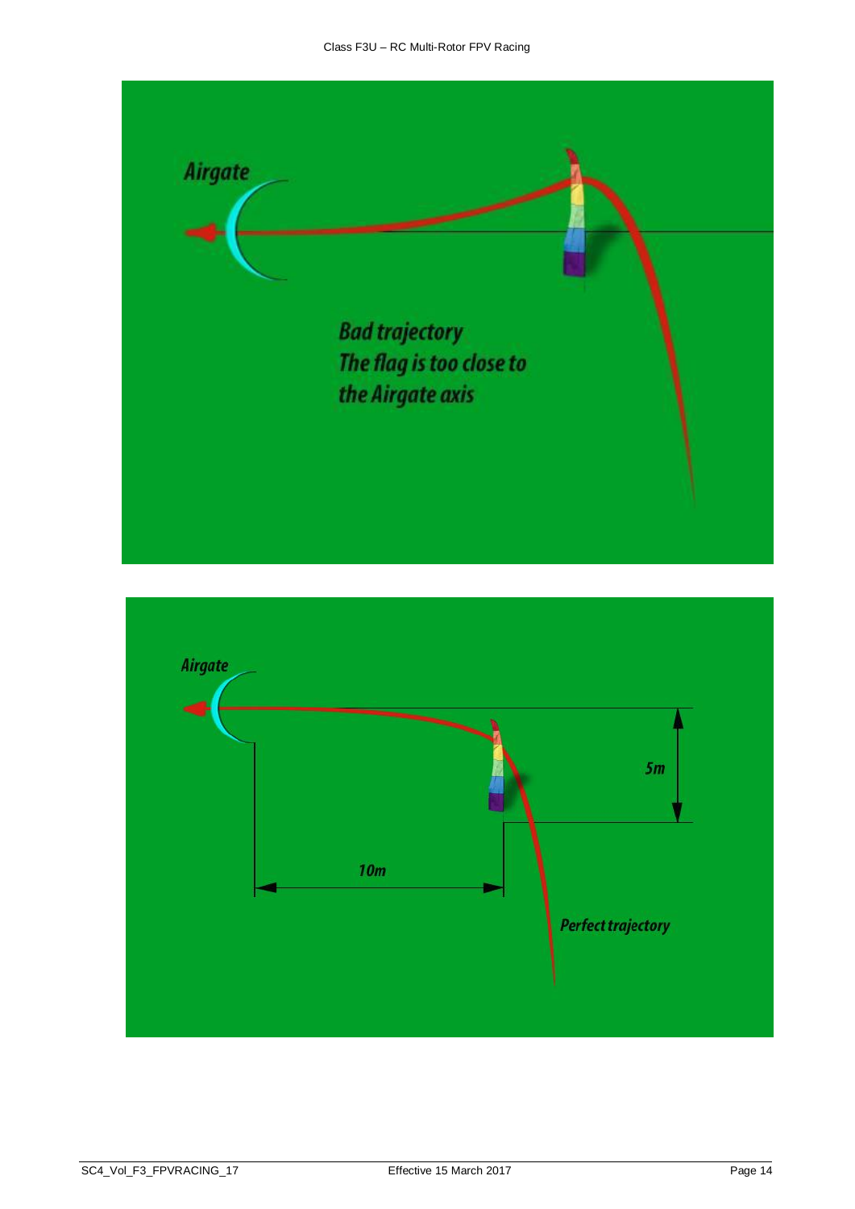Airgate

*Bad trajectory*
*The flag is too close to the Airgate axis*

Airgate

5m

10m

*Perfect trajectory*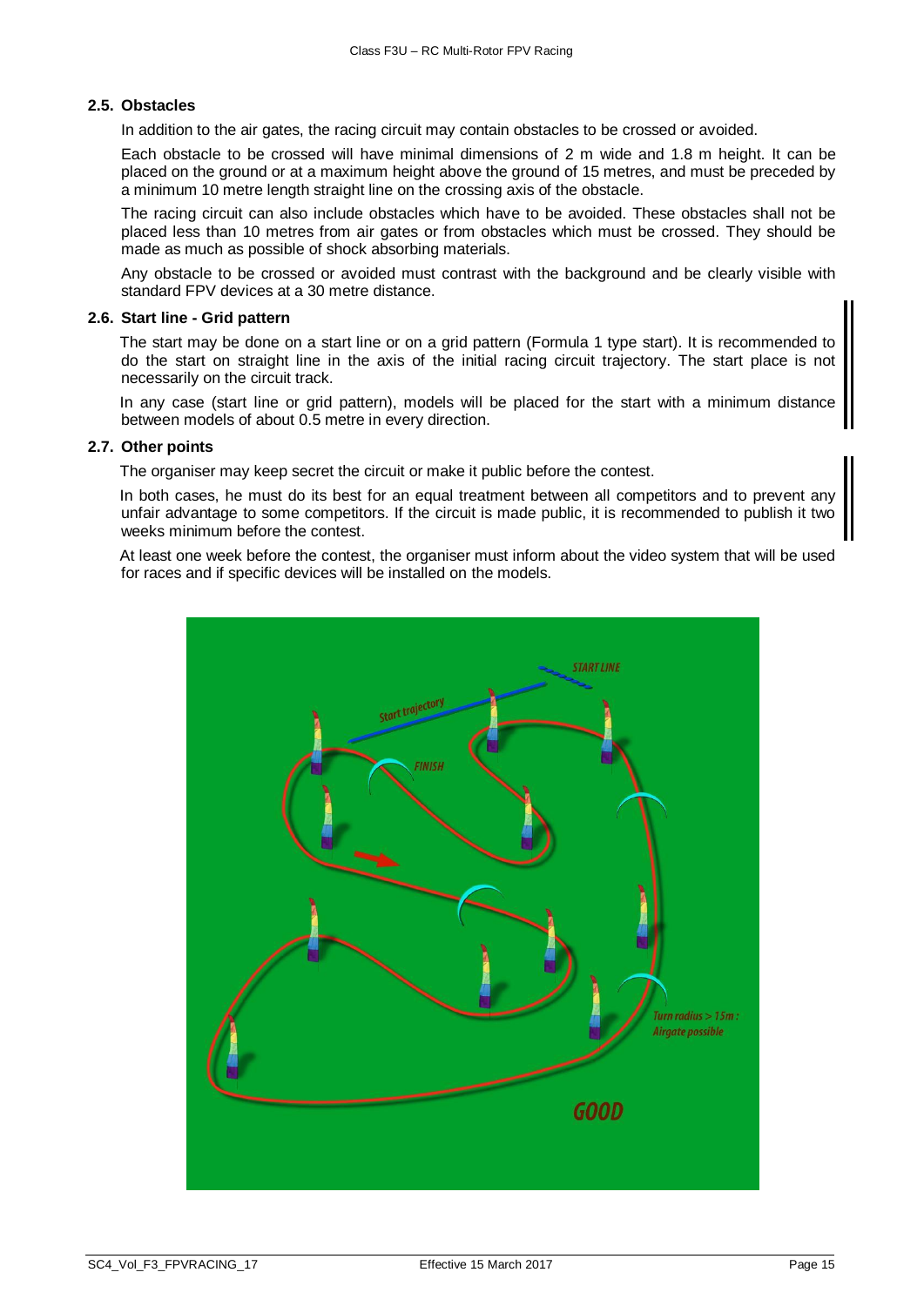### 2.5. Obstacles

In addition to the air gates, the racing circuit may contain obstacles to be crossed or avoided.

Each obstacle to be crossed will have minimal dimensions of 2 m wide and 1.8 m height. It can be placed on the ground or at a maximum height above the ground of 15 metres, and must be preceded by a minimum 10 metre length straight line on the crossing axis of the obstacle.

The racing circuit can also include obstacles which have to be avoided. These obstacles shall not be placed less than 10 metres from air gates or from obstacles which must be crossed. They should be made as much as possible of shock absorbing materials.

Any obstacle to be crossed or avoided must contrast with the background and be clearly visible with standard FPV devices at a 30 metre distance.

### 2.6. Start line - Grid pattern

The start may be done on a start line or on a grid pattern (Formula 1 type start). It is recommended to do the start on straight line in the axis of the initial racing circuit trajectory. The start place is not necessarily on the circuit track.

In any case (start line or grid pattern), models will be placed for the start with a minimum distance between models of about 0.5 metre in every direction.

### 2.7. Other points

The organiser may keep secret the circuit or make it public before the contest.

In both cases, he must do its best for an equal treatment between all competitors and to prevent any unfair advantage to some competitors. If the circuit is made public, it is recommended to publish it two weeks minimum before the contest.

At least one week before the contest, the organiser must inform about the video system that will be used for races and if specific devices will be installed on the models.

START LINE

Start trajectory

FINISH

Turn radius > 15m : Airgate possible

GOOD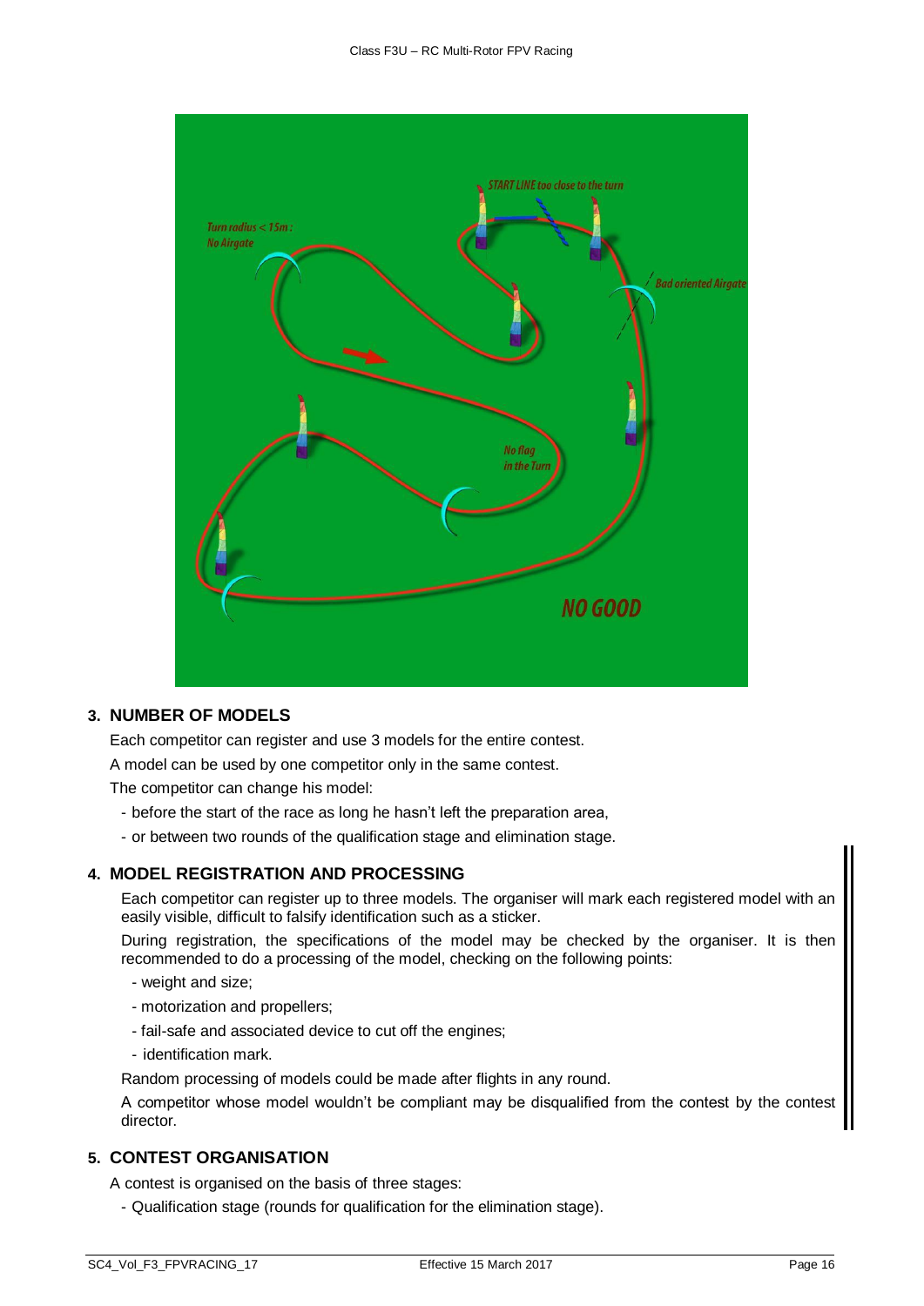## 3. NUMBER OF MODELS

Each competitor can register and use 3 models for the entire contest.

A model can be used by one competitor only in the same contest.

The competitor can change his model:

- before the start of the race as long he hasn't left the preparation area,
- or between two rounds of the qualification stage and elimination stage.

## 4. MODEL REGISTRATION AND PROCESSING

Each competitor can register up to three models. The organiser will mark each registered model with an easily visible, difficult to falsify identification such as a sticker.

During registration, the specifications of the model may be checked by the organiser. It is then recommended to do a processing of the model, checking on the following points:

- weight and size;
- motorization and propellers;
- fail-safe and associated device to cut off the engines;
- identification mark.

Random processing of models could be made after flights in any round.

A competitor whose model wouldn't be compliant may be disqualified from the contest by the contest director.

## 5. CONTEST ORGANISATION

A contest is organised on the basis of three stages:

- Qualification stage (rounds for qualification for the elimination stage).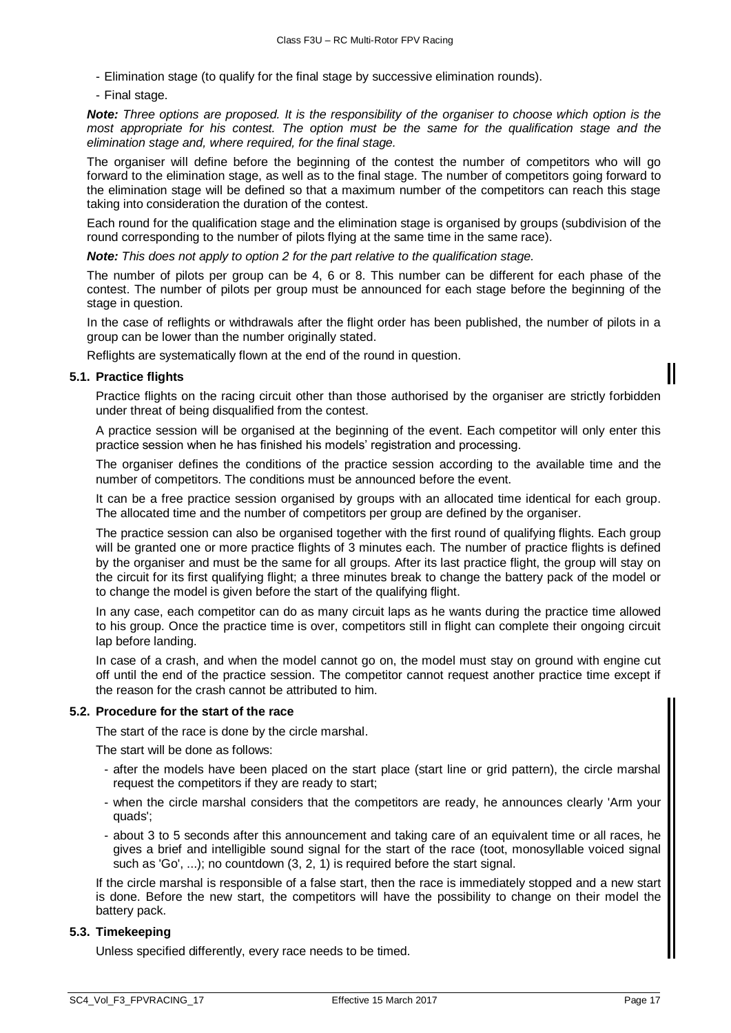- Elimination stage (to qualify for the final stage by successive elimination rounds).
- Final stage.

***Note:*** *Three options are proposed. It is the responsibility of the organiser to choose which option is the most appropriate for his contest. The option must be the same for the qualification stage and the elimination stage and, where required, for the final stage.*

The organiser will define before the beginning of the contest the number of competitors who will go forward to the elimination stage, as well as to the final stage. The number of competitors going forward to the elimination stage will be defined so that a maximum number of the competitors can reach this stage taking into consideration the duration of the contest.

Each round for the qualification stage and the elimination stage is organised by groups (subdivision of the round corresponding to the number of pilots flying at the same time in the same race).

***Note:*** *This does not apply to option 2 for the part relative to the qualification stage.*

The number of pilots per group can be 4, 6 or 8. This number can be different for each phase of the contest. The number of pilots per group must be announced for each stage before the beginning of the stage in question.

In the case of reflights or withdrawals after the flight order has been published, the number of pilots in a group can be lower than the number originally stated.

Reflights are systematically flown at the end of the round in question.

### 5.1. Practice flights

Practice flights on the racing circuit other than those authorised by the organiser are strictly forbidden under threat of being disqualified from the contest.

A practice session will be organised at the beginning of the event. Each competitor will only enter this practice session when he has finished his models' registration and processing.

The organiser defines the conditions of the practice session according to the available time and the number of competitors. The conditions must be announced before the event.

It can be a free practice session organised by groups with an allocated time identical for each group. The allocated time and the number of competitors per group are defined by the organiser.

The practice session can also be organised together with the first round of qualifying flights. Each group will be granted one or more practice flights of 3 minutes each. The number of practice flights is defined by the organiser and must be the same for all groups. After its last practice flight, the group will stay on the circuit for its first qualifying flight; a three minutes break to change the battery pack of the model or to change the model is given before the start of the qualifying flight.

In any case, each competitor can do as many circuit laps as he wants during the practice time allowed to his group. Once the practice time is over, competitors still in flight can complete their ongoing circuit lap before landing.

In case of a crash, and when the model cannot go on, the model must stay on ground with engine cut off until the end of the practice session. The competitor cannot request another practice time except if the reason for the crash cannot be attributed to him.

### 5.2. Procedure for the start of the race

The start of the race is done by the circle marshal.

The start will be done as follows:

- after the models have been placed on the start place (start line or grid pattern), the circle marshal request the competitors if they are ready to start;
- when the circle marshal considers that the competitors are ready, he announces clearly 'Arm your quads';
- about 3 to 5 seconds after this announcement and taking care of an equivalent time or all races, he gives a brief and intelligible sound signal for the start of the race (toot, monosyllable voiced signal such as 'Go', ...); no countdown (3, 2, 1) is required before the start signal.

If the circle marshal is responsible of a false start, then the race is immediately stopped and a new start is done. Before the new start, the competitors will have the possibility to change on their model the battery pack.

### 5.3. Timekeeping

Unless specified differently, every race needs to be timed.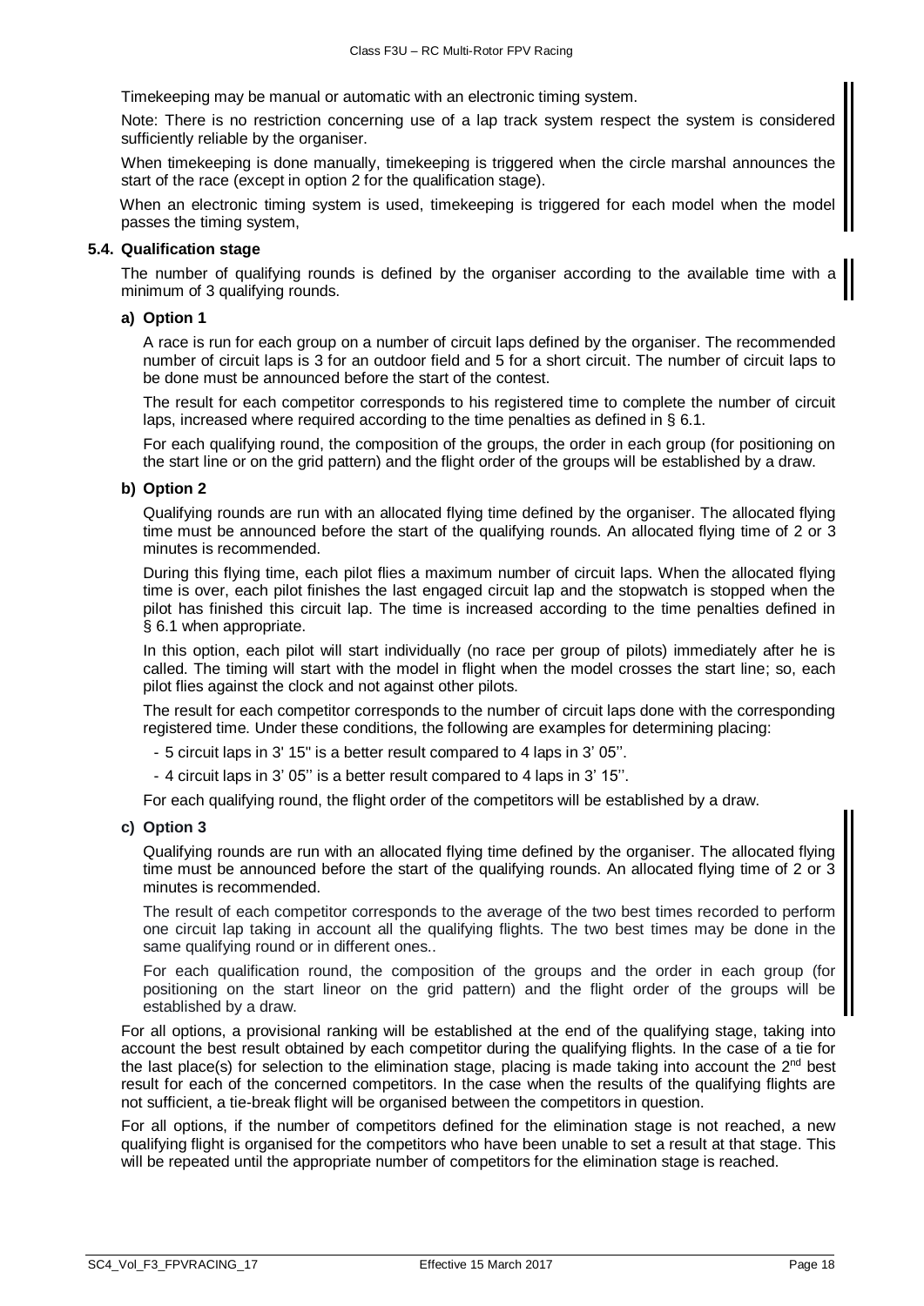Timekeeping may be manual or automatic with an electronic timing system.

Note: There is no restriction concerning use of a lap track system respect the system is considered sufficiently reliable by the organiser.

When timekeeping is done manually, timekeeping is triggered when the circle marshal announces the start of the race (except in option 2 for the qualification stage).

When an electronic timing system is used, timekeeping is triggered for each model when the model passes the timing system,

### 5.4. Qualification stage

The number of qualifying rounds is defined by the organiser according to the available time with a minimum of 3 qualifying rounds.

#### a) Option 1

A race is run for each group on a number of circuit laps defined by the organiser. The recommended number of circuit laps is 3 for an outdoor field and 5 for a short circuit. The number of circuit laps to be done must be announced before the start of the contest.

The result for each competitor corresponds to his registered time to complete the number of circuit laps, increased where required according to the time penalties as defined in § 6.1.

For each qualifying round, the composition of the groups, the order in each group (for positioning on the start line or on the grid pattern) and the flight order of the groups will be established by a draw.

#### b) Option 2

Qualifying rounds are run with an allocated flying time defined by the organiser. The allocated flying time must be announced before the start of the qualifying rounds. An allocated flying time of 2 or 3 minutes is recommended.

During this flying time, each pilot flies a maximum number of circuit laps. When the allocated flying time is over, each pilot finishes the last engaged circuit lap and the stopwatch is stopped when the pilot has finished this circuit lap. The time is increased according to the time penalties defined in § 6.1 when appropriate.

In this option, each pilot will start individually (no race per group of pilots) immediately after he is called. The timing will start with the model in flight when the model crosses the start line; so, each pilot flies against the clock and not against other pilots.

The result for each competitor corresponds to the number of circuit laps done with the corresponding registered time. Under these conditions, the following are examples for determining placing:

- 5 circuit laps in 3' 15'' is a better result compared to 4 laps in 3' 05''.
- 4 circuit laps in 3' 05'' is a better result compared to 4 laps in 3' 15''.

For each qualifying round, the flight order of the competitors will be established by a draw.

#### c) Option 3

Qualifying rounds are run with an allocated flying time defined by the organiser. The allocated flying time must be announced before the start of the qualifying rounds. An allocated flying time of 2 or 3 minutes is recommended.

The result of each competitor corresponds to the average of the two best times recorded to perform one circuit lap taking in account all the qualifying flights. The two best times may be done in the same qualifying round or in different ones..

For each qualification round, the composition of the groups and the order in each group (for positioning on the start lineor on the grid pattern) and the flight order of the groups will be established by a draw.

For all options, a provisional ranking will be established at the end of the qualifying stage, taking into account the best result obtained by each competitor during the qualifying flights. In the case of a tie for the last place(s) for selection to the elimination stage, placing is made taking into account the 2nd best result for each of the concerned competitors. In the case when the results of the qualifying flights are not sufficient, a tie-break flight will be organised between the competitors in question.

For all options, if the number of competitors defined for the elimination stage is not reached, a new qualifying flight is organised for the competitors who have been unable to set a result at that stage. This will be repeated until the appropriate number of competitors for the elimination stage is reached.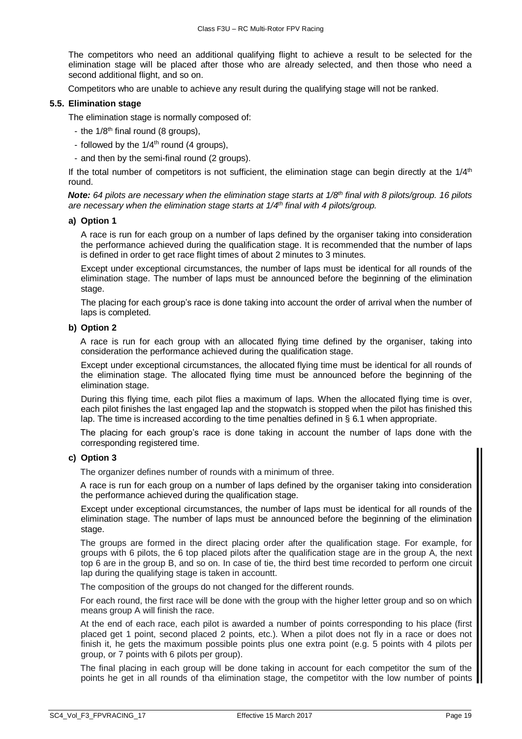The competitors who need an additional qualifying flight to achieve a result to be selected for the elimination stage will be placed after those who are already selected, and then those who need a second additional flight, and so on.

Competitors who are unable to achieve any result during the qualifying stage will not be ranked.

### 5.5. Elimination stage

The elimination stage is normally composed of:

- the 1/8[th] final round (8 groups),
- followed by the 1/4[th] round (4 groups),
- and then by the semi-final round (2 groups).

If the total number of competitors is not sufficient, the elimination stage can begin directly at the 1/4[th] round.

***Note:*** *64 pilots are necessary when the elimination stage starts at 1/8[th] final with 8 pilots/group. 16 pilots are necessary when the elimination stage starts at 1/4[th] final with 4 pilots/group.*

#### a) Option 1

A race is run for each group on a number of laps defined by the organiser taking into consideration the performance achieved during the qualification stage. It is recommended that the number of laps is defined in order to get race flight times of about 2 minutes to 3 minutes.

Except under exceptional circumstances, the number of laps must be identical for all rounds of the elimination stage. The number of laps must be announced before the beginning of the elimination stage.

The placing for each group's race is done taking into account the order of arrival when the number of laps is completed.

#### b) Option 2

A race is run for each group with an allocated flying time defined by the organiser, taking into consideration the performance achieved during the qualification stage.

Except under exceptional circumstances, the allocated flying time must be identical for all rounds of the elimination stage. The allocated flying time must be announced before the beginning of the elimination stage.

During this flying time, each pilot flies a maximum of laps. When the allocated flying time is over, each pilot finishes the last engaged lap and the stopwatch is stopped when the pilot has finished this lap. The time is increased according to the time penalties defined in § 6.1 when appropriate.

The placing for each group's race is done taking in account the number of laps done with the corresponding registered time.

#### c) Option 3

The organizer defines number of rounds with a minimum of three.

A race is run for each group on a number of laps defined by the organiser taking into consideration the performance achieved during the qualification stage.

Except under exceptional circumstances, the number of laps must be identical for all rounds of the elimination stage. The number of laps must be announced before the beginning of the elimination stage.

The groups are formed in the direct placing order after the qualification stage. For example, for groups with 6 pilots, the 6 top placed pilots after the qualification stage are in the group A, the next top 6 are in the group B, and so on. In case of tie, the third best time recorded to perform one circuit lap during the qualifying stage is taken in accountt.

The composition of the groups do not changed for the different rounds.

For each round, the first race will be done with the group with the higher letter group and so on which means group A will finish the race.

At the end of each race, each pilot is awarded a number of points corresponding to his place (first placed get 1 point, second placed 2 points, etc.). When a pilot does not fly in a race or does not finish it, he gets the maximum possible points plus one extra point (e.g. 5 points with 4 pilots per group, or 7 points with 6 pilots per group).

The final placing in each group will be done taking in account for each competitor the sum of the points he get in all rounds of tha elimination stage, the competitor with the low number of points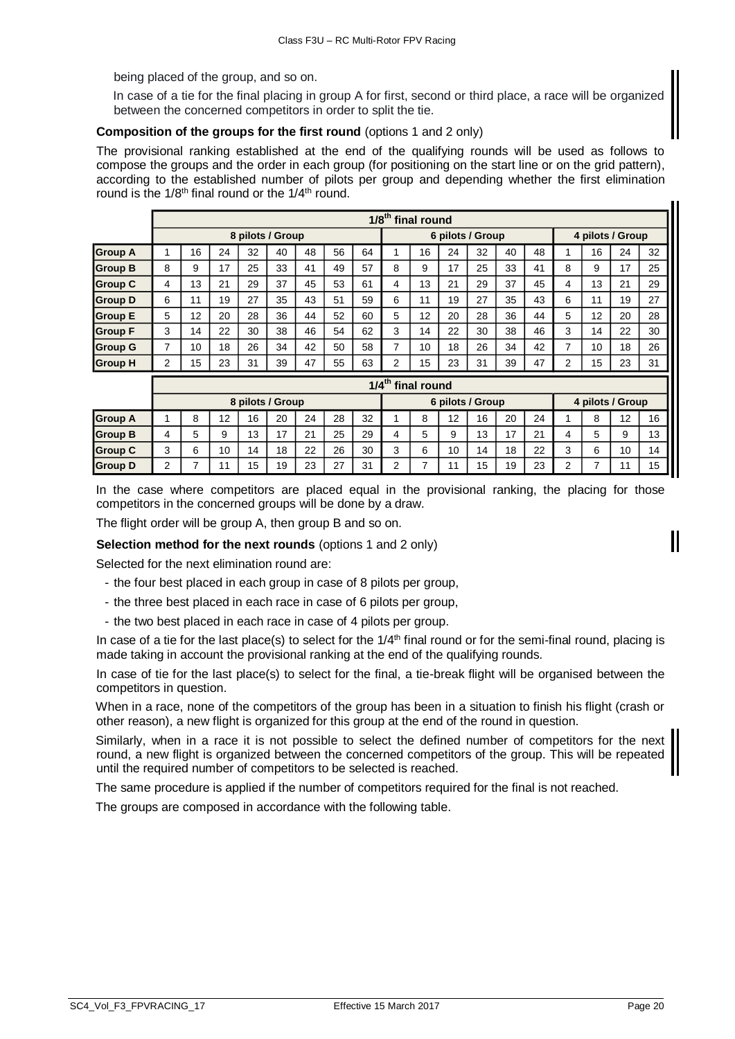being placed of the group, and so on.

In case of a tie for the final placing in group A for first, second or third place, a race will be organized between the concerned competitors in order to split the tie.

**Composition of the groups for the first round** (options 1 and 2 only)

The provisional ranking established at the end of the qualifying rounds will be used as follows to compose the groups and the order in each group (for positioning on the start line or on the grid pattern), according to the established number of pilots per group and depending whether the first elimination round is the 1/8th final round or the 1/4th round.

| | 1/8th final round | | | | | | | | | | | | | | | | | |
|---|---|---|---|---|---|---|---|---|---|---|---|---|---|---|---|---|---|---|
| | 8 pilots / Group | | | | | | | | 6 pilots / Group | | | | | | 4 pilots / Group | | | |
| **Group A** | 1 | 16 | 24 | 32 | 40 | 48 | 56 | 64 | 1 | 16 | 24 | 32 | 40 | 48 | 1 | 16 | 24 | 32 |
| **Group B** | 8 | 9 | 17 | 25 | 33 | 41 | 49 | 57 | 8 | 9 | 17 | 25 | 33 | 41 | 8 | 9 | 17 | 25 |
| **Group C** | 4 | 13 | 21 | 29 | 37 | 45 | 53 | 61 | 4 | 13 | 21 | 29 | 37 | 45 | 4 | 13 | 21 | 29 |
| **Group D** | 6 | 11 | 19 | 27 | 35 | 43 | 51 | 59 | 6 | 11 | 19 | 27 | 35 | 43 | 6 | 11 | 19 | 27 |
| **Group E** | 5 | 12 | 20 | 28 | 36 | 44 | 52 | 60 | 5 | 12 | 20 | 28 | 36 | 44 | 5 | 12 | 20 | 28 |
| **Group F** | 3 | 14 | 22 | 30 | 38 | 46 | 54 | 62 | 3 | 14 | 22 | 30 | 38 | 46 | 3 | 14 | 22 | 30 |
| **Group G** | 7 | 10 | 18 | 26 | 34 | 42 | 50 | 58 | 7 | 10 | 18 | 26 | 34 | 42 | 7 | 10 | 18 | 26 |
| **Group H** | 2 | 15 | 23 | 31 | 39 | 47 | 55 | 63 | 2 | 15 | 23 | 31 | 39 | 47 | 2 | 15 | 23 | 31 |

| | 1/4th final round | | | | | | | | | | | | | | | | | |
|---|---|---|---|---|---|---|---|---|---|---|---|---|---|---|---|---|---|---|
| | 8 pilots / Group | | | | | | | | 6 pilots / Group | | | | | | 4 pilots / Group | | | |
| **Group A** | 1 | 8 | 12 | 16 | 20 | 24 | 28 | 32 | 1 | 8 | 12 | 16 | 20 | 24 | 1 | 8 | 12 | 16 |
| **Group B** | 4 | 5 | 9 | 13 | 17 | 21 | 25 | 29 | 4 | 5 | 9 | 13 | 17 | 21 | 4 | 5 | 9 | 13 |
| **Group C** | 3 | 6 | 10 | 14 | 18 | 22 | 26 | 30 | 3 | 6 | 10 | 14 | 18 | 22 | 3 | 6 | 10 | 14 |
| **Group D** | 2 | 7 | 11 | 15 | 19 | 23 | 27 | 31 | 2 | 7 | 11 | 15 | 19 | 23 | 2 | 7 | 11 | 15 |

In the case where competitors are placed equal in the provisional ranking, the placing for those competitors in the concerned groups will be done by a draw.

The flight order will be group A, then group B and so on.

**Selection method for the next rounds** (options 1 and 2 only)

Selected for the next elimination round are:

- the four best placed in each group in case of 8 pilots per group,
- the three best placed in each race in case of 6 pilots per group,
- the two best placed in each race in case of 4 pilots per group.

In case of a tie for the last place(s) to select for the 1/4th final round or for the semi-final round, placing is made taking in account the provisional ranking at the end of the qualifying rounds.

In case of tie for the last place(s) to select for the final, a tie-break flight will be organised between the competitors in question.

When in a race, none of the competitors of the group has been in a situation to finish his flight (crash or other reason), a new flight is organized for this group at the end of the round in question.

Similarly, when in a race it is not possible to select the defined number of competitors for the next round, a new flight is organized between the concerned competitors of the group. This will be repeated until the required number of competitors to be selected is reached.

The same procedure is applied if the number of competitors required for the final is not reached.

The groups are composed in accordance with the following table.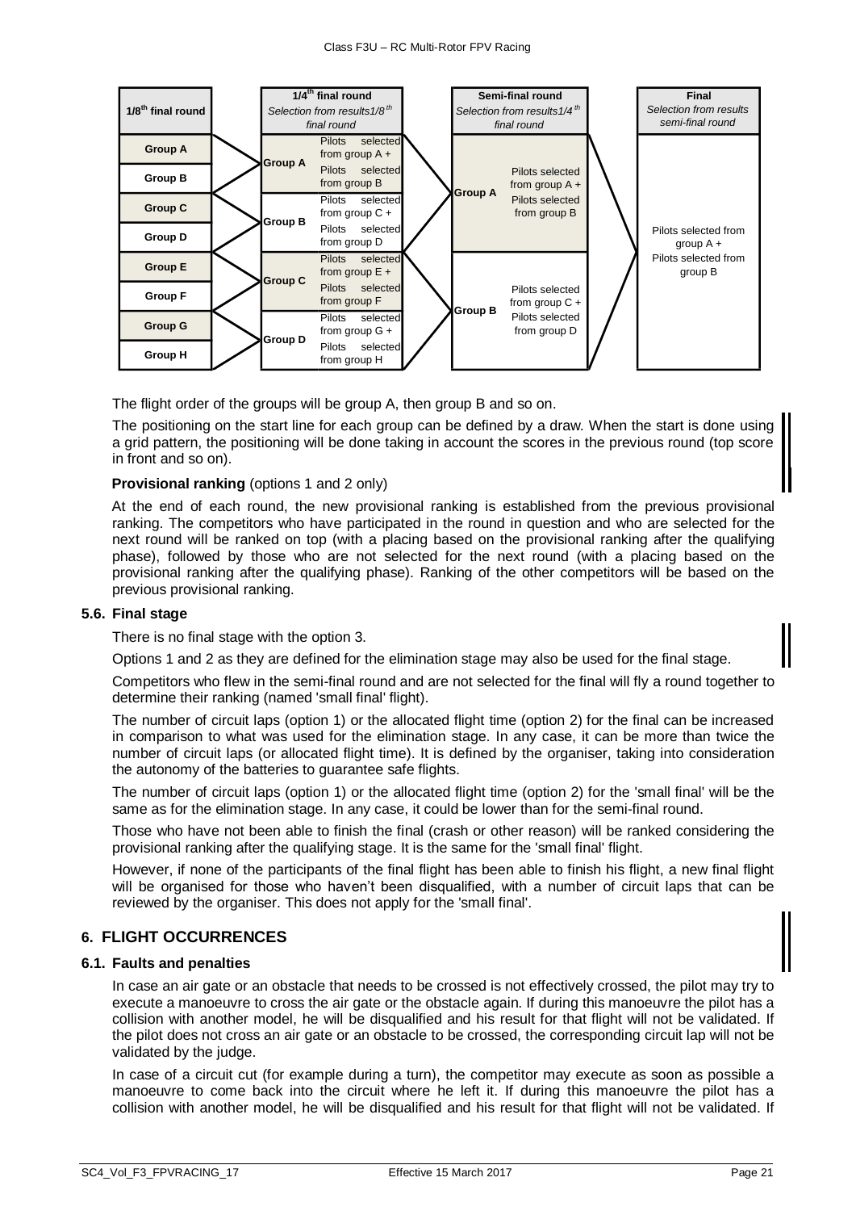| 1/8th final round | 1/4th final round *Selection from results1/8th final round* | | Semi-final round *Selection from results1/4th final round* | | Final *Selection from results semi-final round* |
|---|---|---|---|---|---|
| Group A | Group A | Pilots selected from group A + | Group A | Pilots selected from group A + Pilots selected from group B | Pilots selected from group A + Pilots selected from group B |
| Group B | | Pilots selected from group B | | | |
| Group C | Group B | Pilots selected from group C + | | | |
| Group D | | Pilots selected from group D | | | |
| Group E | Group C | Pilots selected from group E + | Group B | Pilots selected from group C + Pilots selected from group D | |
| Group F | | Pilots selected from group F | | | |
| Group G | Group D | Pilots selected from group G + | | | |
| Group H | | Pilots selected from group H | | | |

The flight order of the groups will be group A, then group B and so on.

The positioning on the start line for each group can be defined by a draw. When the start is done using a grid pattern, the positioning will be done taking in account the scores in the previous round (top score in front and so on).

**Provisional ranking** (options 1 and 2 only)

At the end of each round, the new provisional ranking is established from the previous provisional ranking. The competitors who have participated in the round in question and who are selected for the next round will be ranked on top (with a placing based on the provisional ranking after the qualifying phase), followed by those who are not selected for the next round (with a placing based on the provisional ranking after the qualifying phase). Ranking of the other competitors will be based on the previous provisional ranking.

### 5.6. Final stage

There is no final stage with the option 3.

Options 1 and 2 as they are defined for the elimination stage may also be used for the final stage.

Competitors who flew in the semi-final round and are not selected for the final will fly a round together to determine their ranking (named 'small final' flight).

The number of circuit laps (option 1) or the allocated flight time (option 2) for the final can be increased in comparison to what was used for the elimination stage. In any case, it can be more than twice the number of circuit laps (or allocated flight time). It is defined by the organiser, taking into consideration the autonomy of the batteries to guarantee safe flights.

The number of circuit laps (option 1) or the allocated flight time (option 2) for the 'small final' will be the same as for the elimination stage. In any case, it could be lower than for the semi-final round.

Those who have not been able to finish the final (crash or other reason) will be ranked considering the provisional ranking after the qualifying stage. It is the same for the 'small final' flight.

However, if none of the participants of the final flight has been able to finish his flight, a new final flight will be organised for those who haven't been disqualified, with a number of circuit laps that can be reviewed by the organiser. This does not apply for the 'small final'.

## 6. FLIGHT OCCURRENCES

### 6.1. Faults and penalties

In case an air gate or an obstacle that needs to be crossed is not effectively crossed, the pilot may try to execute a manoeuvre to cross the air gate or the obstacle again. If during this manoeuvre the pilot has a collision with another model, he will be disqualified and his result for that flight will not be validated. If the pilot does not cross an air gate or an obstacle to be crossed, the corresponding circuit lap will not be validated by the judge.

In case of a circuit cut (for example during a turn), the competitor may execute as soon as possible a manoeuvre to come back into the circuit where he left it. If during this manoeuvre the pilot has a collision with another model, he will be disqualified and his result for that flight will not be validated. If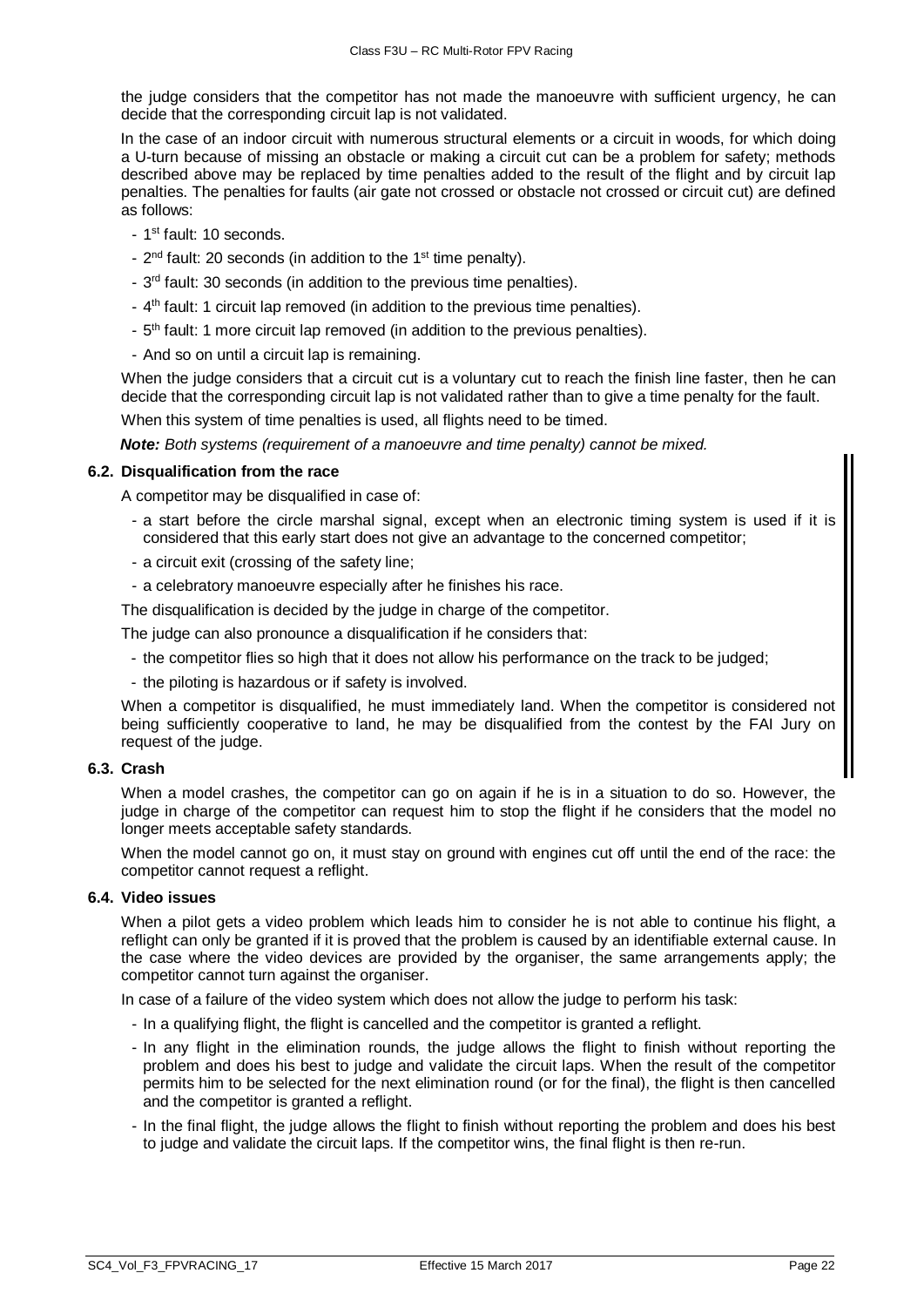the judge considers that the competitor has not made the manoeuvre with sufficient urgency, he can decide that the corresponding circuit lap is not validated.

In the case of an indoor circuit with numerous structural elements or a circuit in woods, for which doing a U-turn because of missing an obstacle or making a circuit cut can be a problem for safety; methods described above may be replaced by time penalties added to the result of the flight and by circuit lap penalties. The penalties for faults (air gate not crossed or obstacle not crossed or circuit cut) are defined as follows:

- 1st fault: 10 seconds.
- 2nd fault: 20 seconds (in addition to the 1st time penalty).
- 3rd fault: 30 seconds (in addition to the previous time penalties).
- 4th fault: 1 circuit lap removed (in addition to the previous time penalties).
- 5th fault: 1 more circuit lap removed (in addition to the previous penalties).
- And so on until a circuit lap is remaining.

When the judge considers that a circuit cut is a voluntary cut to reach the finish line faster, then he can decide that the corresponding circuit lap is not validated rather than to give a time penalty for the fault.

When this system of time penalties is used, all flights need to be timed.

***Note:*** *Both systems (requirement of a manoeuvre and time penalty) cannot be mixed.*

### 6.2. Disqualification from the race

A competitor may be disqualified in case of:

- a start before the circle marshal signal, except when an electronic timing system is used if it is considered that this early start does not give an advantage to the concerned competitor;
- a circuit exit (crossing of the safety line;
- a celebratory manoeuvre especially after he finishes his race.

The disqualification is decided by the judge in charge of the competitor.

The judge can also pronounce a disqualification if he considers that:

- the competitor flies so high that it does not allow his performance on the track to be judged;
- the piloting is hazardous or if safety is involved.

When a competitor is disqualified, he must immediately land. When the competitor is considered not being sufficiently cooperative to land, he may be disqualified from the contest by the FAI Jury on request of the judge.

### 6.3. Crash

When a model crashes, the competitor can go on again if he is in a situation to do so. However, the judge in charge of the competitor can request him to stop the flight if he considers that the model no longer meets acceptable safety standards.

When the model cannot go on, it must stay on ground with engines cut off until the end of the race: the competitor cannot request a reflight.

### 6.4. Video issues

When a pilot gets a video problem which leads him to consider he is not able to continue his flight, a reflight can only be granted if it is proved that the problem is caused by an identifiable external cause. In the case where the video devices are provided by the organiser, the same arrangements apply; the competitor cannot turn against the organiser.

In case of a failure of the video system which does not allow the judge to perform his task:

- In a qualifying flight, the flight is cancelled and the competitor is granted a reflight.
- In any flight in the elimination rounds, the judge allows the flight to finish without reporting the problem and does his best to judge and validate the circuit laps. When the result of the competitor permits him to be selected for the next elimination round (or for the final), the flight is then cancelled and the competitor is granted a reflight.
- In the final flight, the judge allows the flight to finish without reporting the problem and does his best to judge and validate the circuit laps. If the competitor wins, the final flight is then re-run.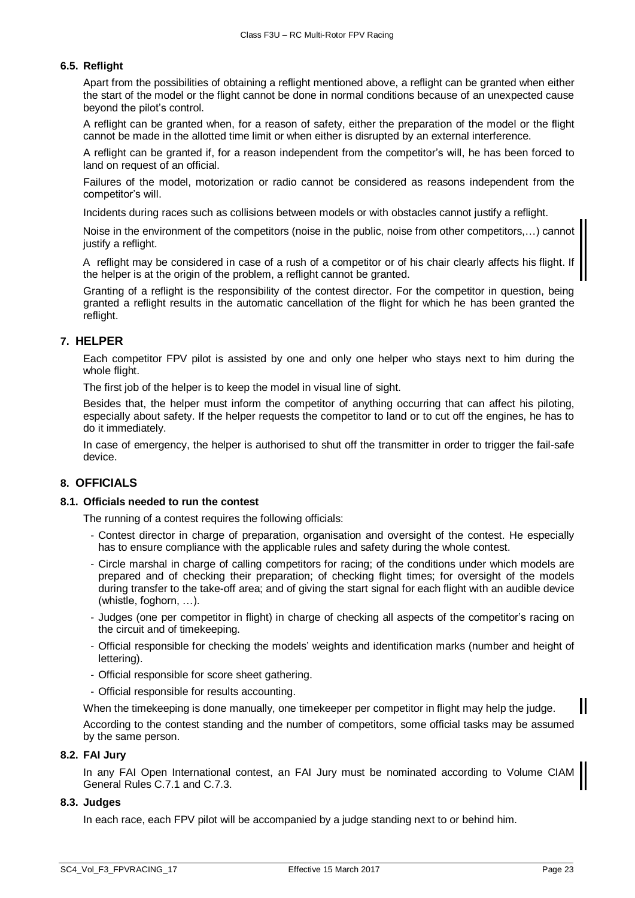### 6.5. Reflight

Apart from the possibilities of obtaining a reflight mentioned above, a reflight can be granted when either the start of the model or the flight cannot be done in normal conditions because of an unexpected cause beyond the pilot's control.

A reflight can be granted when, for a reason of safety, either the preparation of the model or the flight cannot be made in the allotted time limit or when either is disrupted by an external interference.

A reflight can be granted if, for a reason independent from the competitor's will, he has been forced to land on request of an official.

Failures of the model, motorization or radio cannot be considered as reasons independent from the competitor's will.

Incidents during races such as collisions between models or with obstacles cannot justify a reflight.

Noise in the environment of the competitors (noise in the public, noise from other competitors,…) cannot justify a reflight.

A reflight may be considered in case of a rush of a competitor or of his chair clearly affects his flight. If the helper is at the origin of the problem, a reflight cannot be granted.

Granting of a reflight is the responsibility of the contest director. For the competitor in question, being granted a reflight results in the automatic cancellation of the flight for which he has been granted the reflight.

## 7. HELPER

Each competitor FPV pilot is assisted by one and only one helper who stays next to him during the whole flight.

The first job of the helper is to keep the model in visual line of sight.

Besides that, the helper must inform the competitor of anything occurring that can affect his piloting, especially about safety. If the helper requests the competitor to land or to cut off the engines, he has to do it immediately.

In case of emergency, the helper is authorised to shut off the transmitter in order to trigger the fail-safe device.

## 8. OFFICIALS

### 8.1. Officials needed to run the contest

The running of a contest requires the following officials:

- Contest director in charge of preparation, organisation and oversight of the contest. He especially has to ensure compliance with the applicable rules and safety during the whole contest.
- Circle marshal in charge of calling competitors for racing; of the conditions under which models are prepared and of checking their preparation; of checking flight times; for oversight of the models during transfer to the take-off area; and of giving the start signal for each flight with an audible device (whistle, foghorn, …).
- Judges (one per competitor in flight) in charge of checking all aspects of the competitor's racing on the circuit and of timekeeping.
- Official responsible for checking the models' weights and identification marks (number and height of lettering).
- Official responsible for score sheet gathering.
- Official responsible for results accounting.

When the timekeeping is done manually, one timekeeper per competitor in flight may help the judge.

According to the contest standing and the number of competitors, some official tasks may be assumed by the same person.

### 8.2. FAI Jury

In any FAI Open International contest, an FAI Jury must be nominated according to Volume CIAM General Rules C.7.1 and C.7.3.

### 8.3. Judges

In each race, each FPV pilot will be accompanied by a judge standing next to or behind him.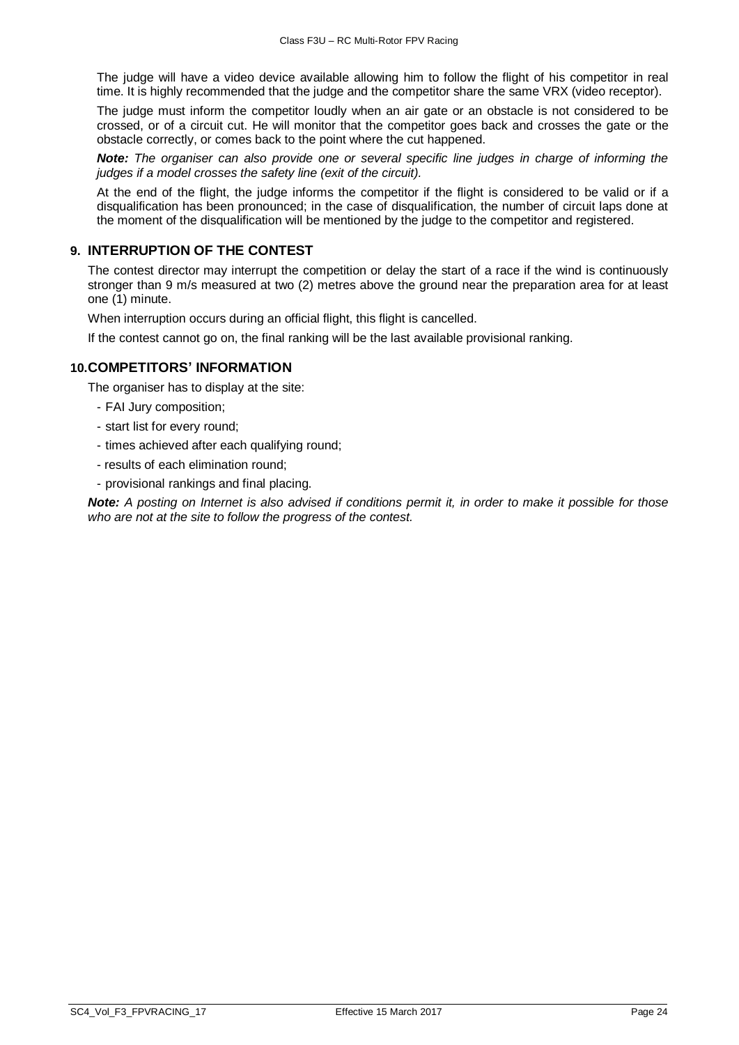The judge will have a video device available allowing him to follow the flight of his competitor in real time. It is highly recommended that the judge and the competitor share the same VRX (video receptor).

The judge must inform the competitor loudly when an air gate or an obstacle is not considered to be crossed, or of a circuit cut. He will monitor that the competitor goes back and crosses the gate or the obstacle correctly, or comes back to the point where the cut happened.

***Note:*** *The organiser can also provide one or several specific line judges in charge of informing the judges if a model crosses the safety line (exit of the circuit).*

At the end of the flight, the judge informs the competitor if the flight is considered to be valid or if a disqualification has been pronounced; in the case of disqualification, the number of circuit laps done at the moment of the disqualification will be mentioned by the judge to the competitor and registered.

## 9. INTERRUPTION OF THE CONTEST

The contest director may interrupt the competition or delay the start of a race if the wind is continuously stronger than 9 m/s measured at two (2) metres above the ground near the preparation area for at least one (1) minute.

When interruption occurs during an official flight, this flight is cancelled.

If the contest cannot go on, the final ranking will be the last available provisional ranking.

## 10. COMPETITORS' INFORMATION

The organiser has to display at the site:

- FAI Jury composition;
- start list for every round;
- times achieved after each qualifying round;
- results of each elimination round;
- provisional rankings and final placing.

***Note:*** *A posting on Internet is also advised if conditions permit it, in order to make it possible for those who are not at the site to follow the progress of the contest.*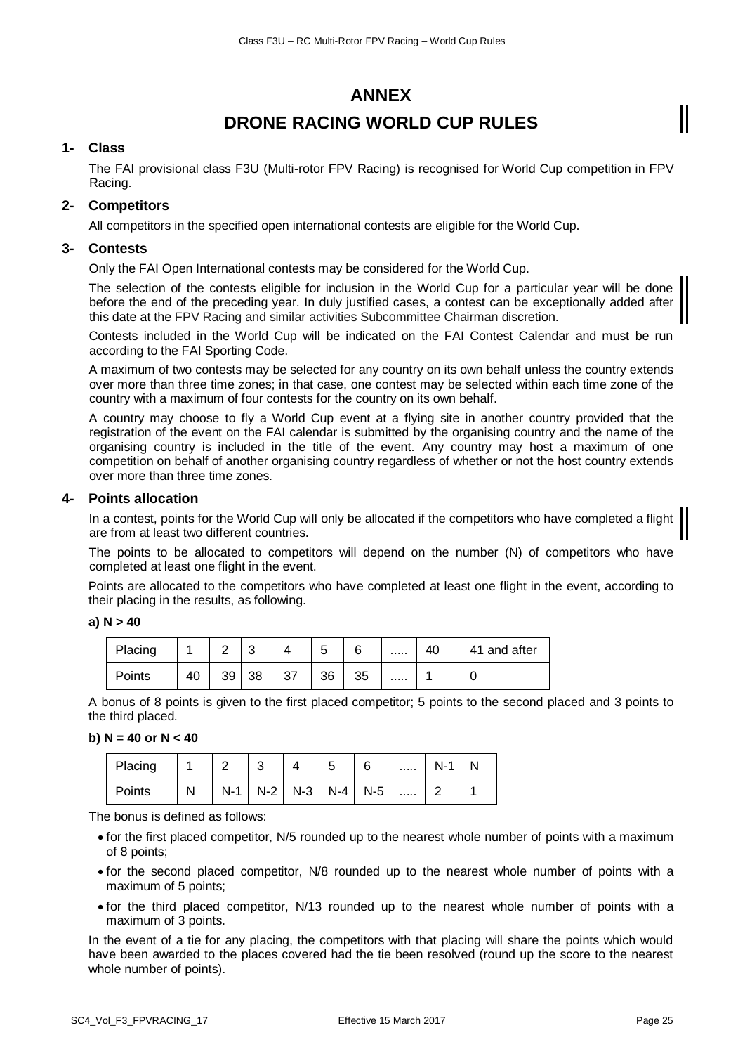# ANNEX

# DRONE RACING WORLD CUP RULES

### 1- Class

The FAI provisional class F3U (Multi-rotor FPV Racing) is recognised for World Cup competition in FPV Racing.

### 2- Competitors

All competitors in the specified open international contests are eligible for the World Cup.

### 3- Contests

Only the FAI Open International contests may be considered for the World Cup.

The selection of the contests eligible for inclusion in the World Cup for a particular year will be done before the end of the preceding year. In duly justified cases, a contest can be exceptionally added after this date at the FPV Racing and similar activities Subcommittee Chairman discretion.

Contests included in the World Cup will be indicated on the FAI Contest Calendar and must be run according to the FAI Sporting Code.

A maximum of two contests may be selected for any country on its own behalf unless the country extends over more than three time zones; in that case, one contest may be selected within each time zone of the country with a maximum of four contests for the country on its own behalf.

A country may choose to fly a World Cup event at a flying site in another country provided that the registration of the event on the FAI calendar is submitted by the organising country and the name of the organising country is included in the title of the event. Any country may host a maximum of one competition on behalf of another organising country regardless of whether or not the host country extends over more than three time zones.

### 4- Points allocation

In a contest, points for the World Cup will only be allocated if the competitors who have completed a flight are from at least two different countries.

The points to be allocated to competitors will depend on the number (N) of competitors who have completed at least one flight in the event.

Points are allocated to the competitors who have completed at least one flight in the event, according to their placing in the results, as following.

**a) N > 40**

| Placing | 1 | 2 | 3 | 4 | 5 | 6 | ..... | 40 | 41 and after |
|---|---|---|---|---|---|---|---|---|---|
| Points | 40 | 39 | 38 | 37 | 36 | 35 | ..... | 1 | 0 |

A bonus of 8 points is given to the first placed competitor; 5 points to the second placed and 3 points to the third placed.

**b) N = 40 or N < 40**

| Placing | 1 | 2 | 3 | 4 | 5 | 6 | ..... | N-1 | N |
|---|---|---|---|---|---|---|---|---|---|
| Points | N | N-1 | N-2 | N-3 | N-4 | N-5 | ..... | 2 | 1 |

The bonus is defined as follows:

- for the first placed competitor, N/5 rounded up to the nearest whole number of points with a maximum of 8 points;
- for the second placed competitor, N/8 rounded up to the nearest whole number of points with a maximum of 5 points;
- for the third placed competitor, N/13 rounded up to the nearest whole number of points with a maximum of 3 points.

In the event of a tie for any placing, the competitors with that placing will share the points which would have been awarded to the places covered had the tie been resolved (round up the score to the nearest whole number of points).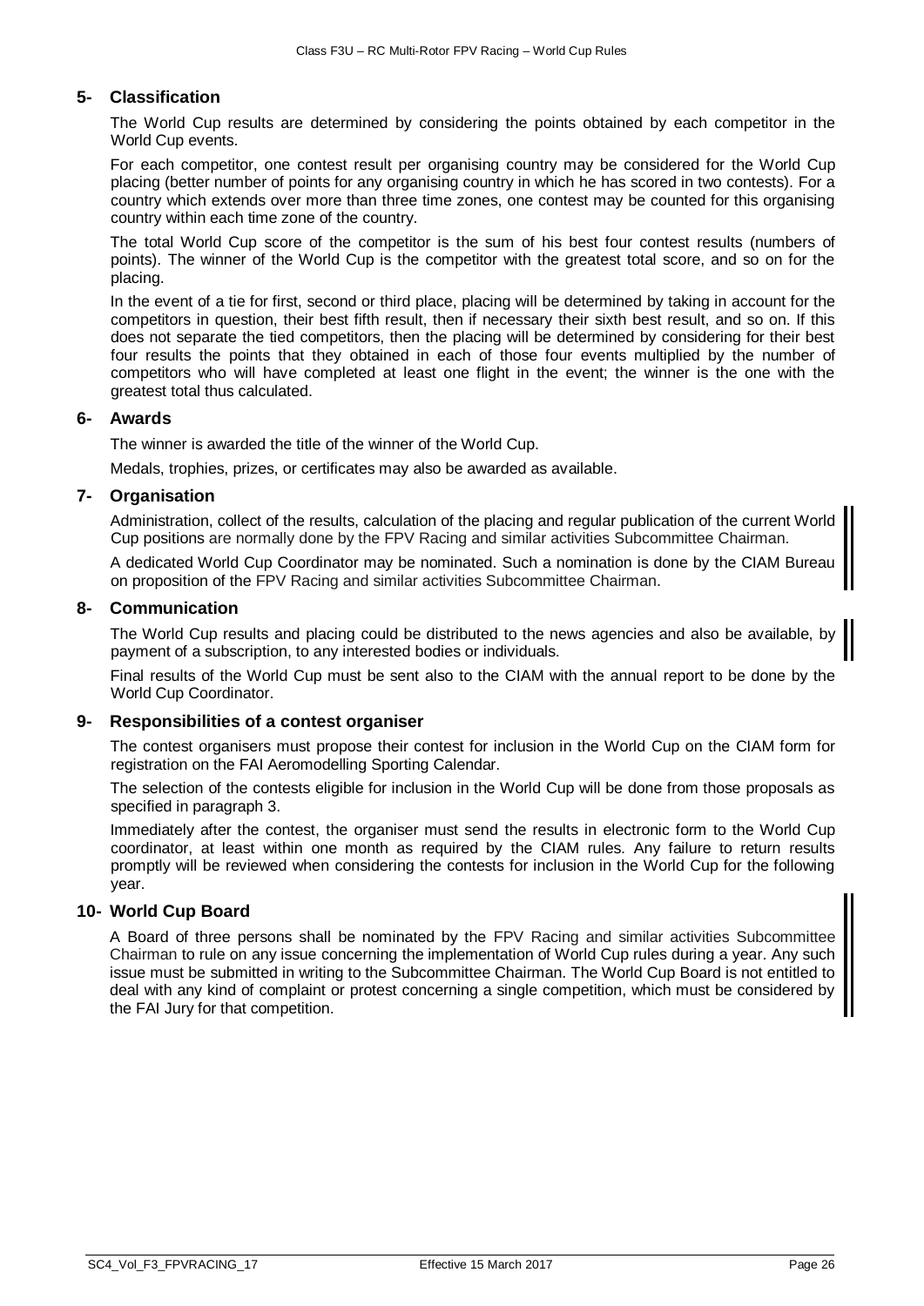## 5- Classification

The World Cup results are determined by considering the points obtained by each competitor in the World Cup events.

For each competitor, one contest result per organising country may be considered for the World Cup placing (better number of points for any organising country in which he has scored in two contests). For a country which extends over more than three time zones, one contest may be counted for this organising country within each time zone of the country.

The total World Cup score of the competitor is the sum of his best four contest results (numbers of points). The winner of the World Cup is the competitor with the greatest total score, and so on for the placing.

In the event of a tie for first, second or third place, placing will be determined by taking in account for the competitors in question, their best fifth result, then if necessary their sixth best result, and so on. If this does not separate the tied competitors, then the placing will be determined by considering for their best four results the points that they obtained in each of those four events multiplied by the number of competitors who will have completed at least one flight in the event; the winner is the one with the greatest total thus calculated.

## 6- Awards

The winner is awarded the title of the winner of the World Cup.

Medals, trophies, prizes, or certificates may also be awarded as available.

## 7- Organisation

Administration, collect of the results, calculation of the placing and regular publication of the current World Cup positions are normally done by the FPV Racing and similar activities Subcommittee Chairman.

A dedicated World Cup Coordinator may be nominated. Such a nomination is done by the CIAM Bureau on proposition of the FPV Racing and similar activities Subcommittee Chairman.

## 8- Communication

The World Cup results and placing could be distributed to the news agencies and also be available, by payment of a subscription, to any interested bodies or individuals.

Final results of the World Cup must be sent also to the CIAM with the annual report to be done by the World Cup Coordinator.

## 9- Responsibilities of a contest organiser

The contest organisers must propose their contest for inclusion in the World Cup on the CIAM form for registration on the FAI Aeromodelling Sporting Calendar.

The selection of the contests eligible for inclusion in the World Cup will be done from those proposals as specified in paragraph 3.

Immediately after the contest, the organiser must send the results in electronic form to the World Cup coordinator, at least within one month as required by the CIAM rules. Any failure to return results promptly will be reviewed when considering the contests for inclusion in the World Cup for the following year.

## 10- World Cup Board

A Board of three persons shall be nominated by the FPV Racing and similar activities Subcommittee Chairman to rule on any issue concerning the implementation of World Cup rules during a year. Any such issue must be submitted in writing to the Subcommittee Chairman. The World Cup Board is not entitled to deal with any kind of complaint or protest concerning a single competition, which must be considered by the FAI Jury for that competition.